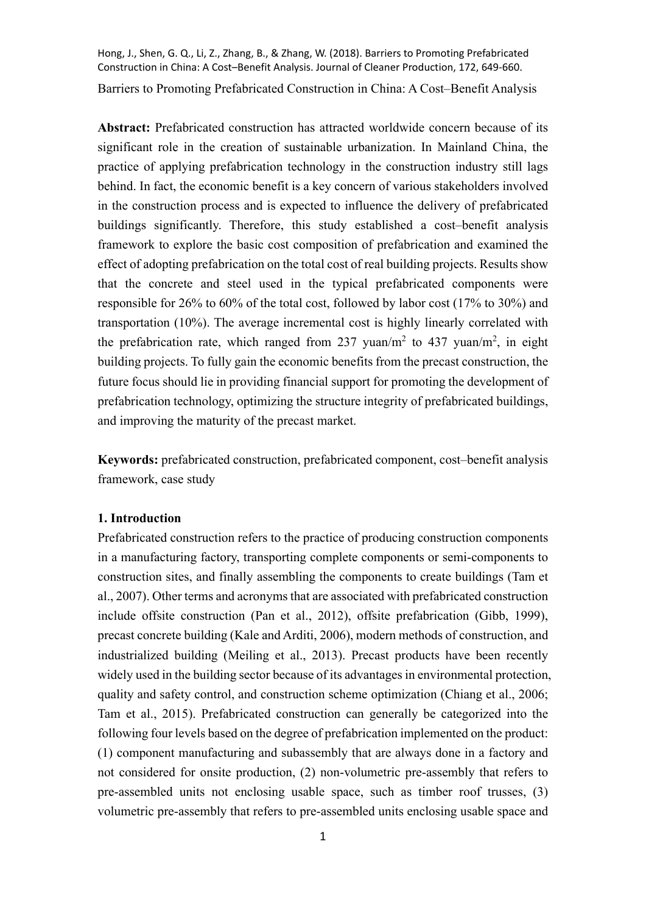Hong, J., Shen, G. Q., Li, Z., Zhang, B., & Zhang, W. (2018). Barriers to Promoting Prefabricated Construction in China: A Cost–Benefit Analysis. Journal of Cleaner Production, 172, 649-660.

# Barriers to Promoting Prefabricated Construction in China: A Cost–Benefit Analysis

**Abstract:** Prefabricated construction has attracted worldwide concern because of its significant role in the creation of sustainable urbanization. In Mainland China, the practice of applying prefabrication technology in the construction industry still lags behind. In fact, the economic benefit is a key concern of various stakeholders involved in the construction process and is expected to influence the delivery of prefabricated buildings significantly. Therefore, this study established a cost–benefit analysis framework to explore the basic cost composition of prefabrication and examined the effect of adopting prefabrication on the total cost of real building projects. Results show that the concrete and steel used in the typical prefabricated components were responsible for 26% to 60% of the total cost, followed by labor cost (17% to 30%) and transportation (10%). The average incremental cost is highly linearly correlated with the prefabrication rate, which ranged from 237 yuan/$m^2$ to 437 yuan/$m^2$, in eight building projects. To fully gain the economic benefits from the precast construction, the future focus should lie in providing financial support for promoting the development of prefabrication technology, optimizing the structure integrity of prefabricated buildings, and improving the maturity of the precast market.

**Keywords:** prefabricated construction, prefabricated component, cost–benefit analysis framework, case study

## 1. Introduction

Prefabricated construction refers to the practice of producing construction components in a manufacturing factory, transporting complete components or semi-components to construction sites, and finally assembling the components to create buildings (Tam et al., 2007). Other terms and acronyms that are associated with prefabricated construction include offsite construction (Pan et al., 2012), offsite prefabrication (Gibb, 1999), precast concrete building (Kale and Arditi, 2006), modern methods of construction, and industrialized building (Meiling et al., 2013). Precast products have been recently widely used in the building sector because of its advantages in environmental protection, quality and safety control, and construction scheme optimization (Chiang et al., 2006; Tam et al., 2015). Prefabricated construction can generally be categorized into the following four levels based on the degree of prefabrication implemented on the product: (1) component manufacturing and subassembly that are always done in a factory and not considered for onsite production, (2) non-volumetric pre-assembly that refers to pre-assembled units not enclosing usable space, such as timber roof trusses, (3) volumetric pre-assembly that refers to pre-assembled units enclosing usable space and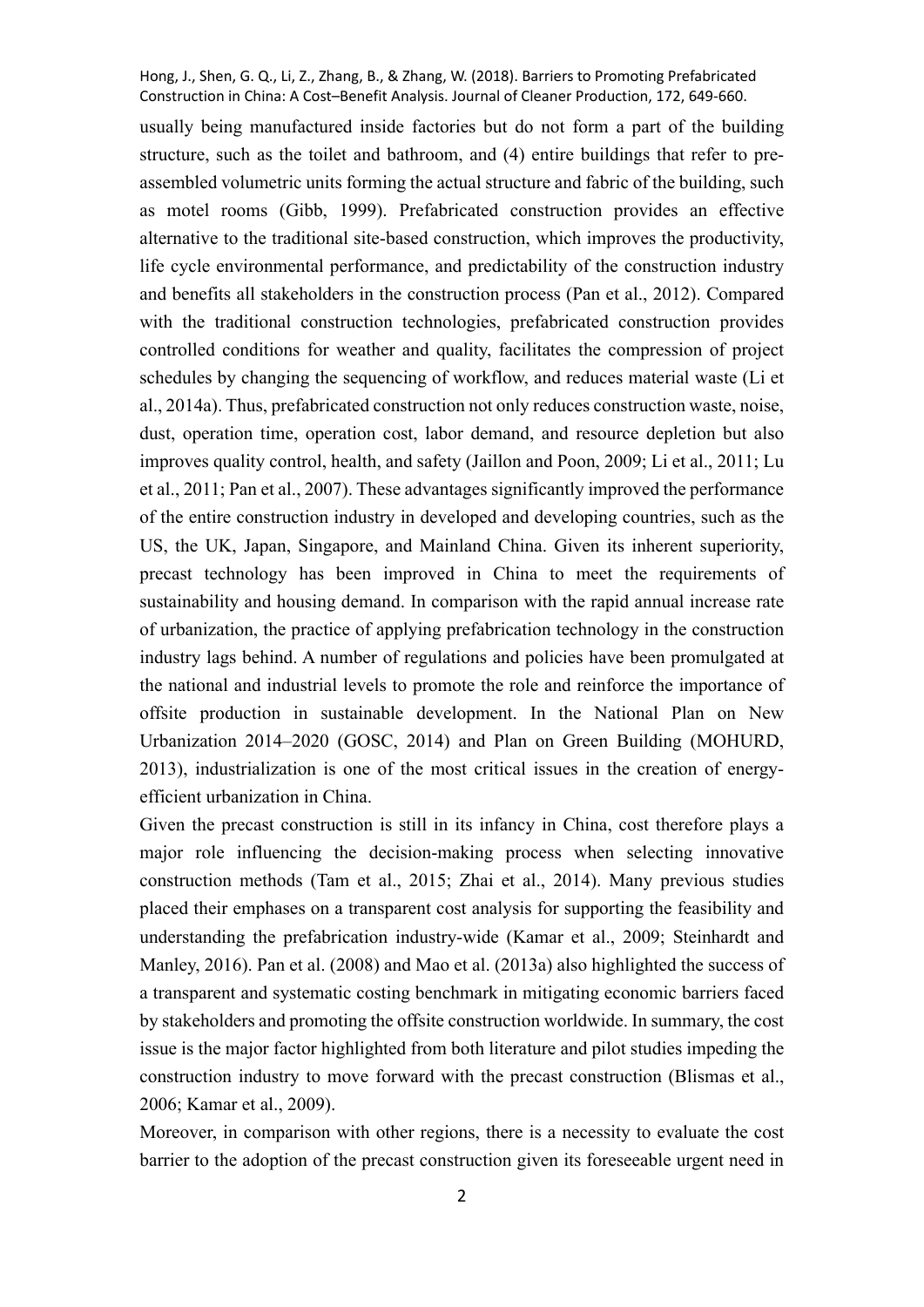usually being manufactured inside factories but do not form a part of the building structure, such as the toilet and bathroom, and (4) entire buildings that refer to pre-assembled volumetric units forming the actual structure and fabric of the building, such as motel rooms (Gibb, 1999). Prefabricated construction provides an effective alternative to the traditional site-based construction, which improves the productivity, life cycle environmental performance, and predictability of the construction industry and benefits all stakeholders in the construction process (Pan et al., 2012). Compared with the traditional construction technologies, prefabricated construction provides controlled conditions for weather and quality, facilitates the compression of project schedules by changing the sequencing of workflow, and reduces material waste (Li et al., 2014a). Thus, prefabricated construction not only reduces construction waste, noise, dust, operation time, operation cost, labor demand, and resource depletion but also improves quality control, health, and safety (Jaillon and Poon, 2009; Li et al., 2011; Lu et al., 2011; Pan et al., 2007). These advantages significantly improved the performance of the entire construction industry in developed and developing countries, such as the US, the UK, Japan, Singapore, and Mainland China. Given its inherent superiority, precast technology has been improved in China to meet the requirements of sustainability and housing demand. In comparison with the rapid annual increase rate of urbanization, the practice of applying prefabrication technology in the construction industry lags behind. A number of regulations and policies have been promulgated at the national and industrial levels to promote the role and reinforce the importance of offsite production in sustainable development. In the National Plan on New Urbanization 2014–2020 (GOSC, 2014) and Plan on Green Building (MOHURD, 2013), industrialization is one of the most critical issues in the creation of energy-efficient urbanization in China.

Given the precast construction is still in its infancy in China, cost therefore plays a major role influencing the decision-making process when selecting innovative construction methods (Tam et al., 2015; Zhai et al., 2014). Many previous studies placed their emphases on a transparent cost analysis for supporting the feasibility and understanding the prefabrication industry-wide (Kamar et al., 2009; Steinhardt and Manley, 2016). Pan et al. (2008) and Mao et al. (2013a) also highlighted the success of a transparent and systematic costing benchmark in mitigating economic barriers faced by stakeholders and promoting the offsite construction worldwide. In summary, the cost issue is the major factor highlighted from both literature and pilot studies impeding the construction industry to move forward with the precast construction (Blismas et al., 2006; Kamar et al., 2009).

Moreover, in comparison with other regions, there is a necessity to evaluate the cost barrier to the adoption of the precast construction given its foreseeable urgent need in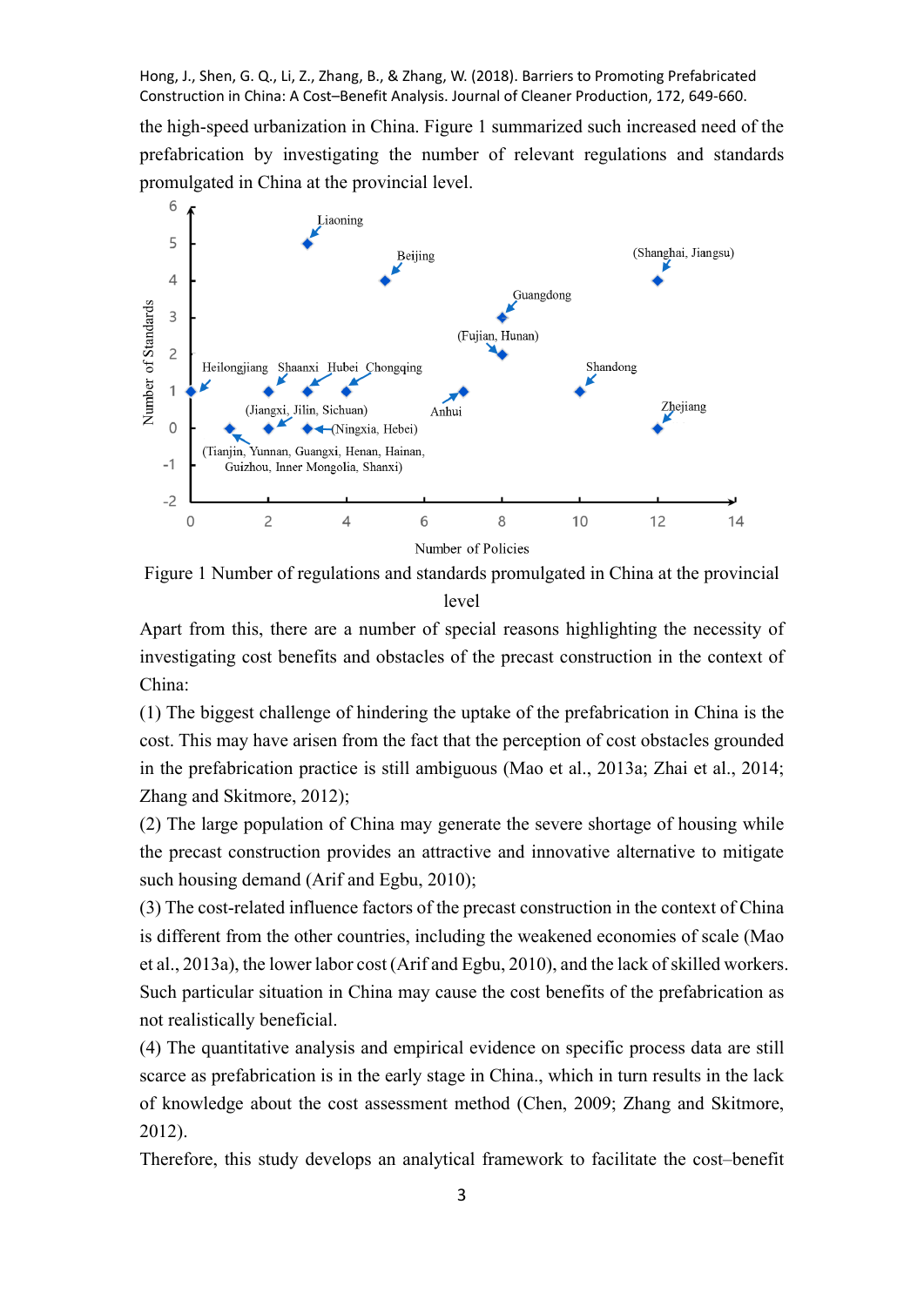the high-speed urbanization in China. Figure 1 summarized such increased need of the prefabrication by investigating the number of relevant regulations and standards promulgated in China at the provincial level.

Figure 1 Number of regulations and standards promulgated in China at the provincial level

Apart from this, there are a number of special reasons highlighting the necessity of investigating cost benefits and obstacles of the precast construction in the context of China:

(1) The biggest challenge of hindering the uptake of the prefabrication in China is the cost. This may have arisen from the fact that the perception of cost obstacles grounded in the prefabrication practice is still ambiguous (Mao et al., 2013a; Zhai et al., 2014; Zhang and Skitmore, 2012);

(2) The large population of China may generate the severe shortage of housing while the precast construction provides an attractive and innovative alternative to mitigate such housing demand (Arif and Egbu, 2010);

(3) The cost-related influence factors of the precast construction in the context of China is different from the other countries, including the weakened economies of scale (Mao et al., 2013a), the lower labor cost (Arif and Egbu, 2010), and the lack of skilled workers. Such particular situation in China may cause the cost benefits of the prefabrication as not realistically beneficial.

(4) The quantitative analysis and empirical evidence on specific process data are still scarce as prefabrication is in the early stage in China., which in turn results in the lack of knowledge about the cost assessment method (Chen, 2009; Zhang and Skitmore, 2012).

Therefore, this study develops an analytical framework to facilitate the cost–benefit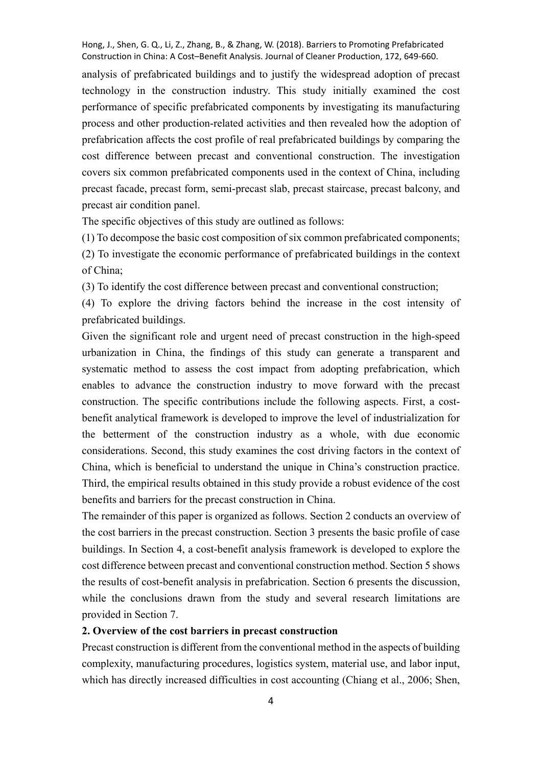analysis of prefabricated buildings and to justify the widespread adoption of precast technology in the construction industry. This study initially examined the cost performance of specific prefabricated components by investigating its manufacturing process and other production-related activities and then revealed how the adoption of prefabrication affects the cost profile of real prefabricated buildings by comparing the cost difference between precast and conventional construction. The investigation covers six common prefabricated components used in the context of China, including precast facade, precast form, semi-precast slab, precast staircase, precast balcony, and precast air condition panel.

The specific objectives of this study are outlined as follows:

(1) To decompose the basic cost composition of six common prefabricated components;

(2) To investigate the economic performance of prefabricated buildings in the context of China;

(3) To identify the cost difference between precast and conventional construction;

(4) To explore the driving factors behind the increase in the cost intensity of prefabricated buildings.

Given the significant role and urgent need of precast construction in the high-speed urbanization in China, the findings of this study can generate a transparent and systematic method to assess the cost impact from adopting prefabrication, which enables to advance the construction industry to move forward with the precast construction. The specific contributions include the following aspects. First, a cost-benefit analytical framework is developed to improve the level of industrialization for the betterment of the construction industry as a whole, with due economic considerations. Second, this study examines the cost driving factors in the context of China, which is beneficial to understand the unique in China's construction practice. Third, the empirical results obtained in this study provide a robust evidence of the cost benefits and barriers for the precast construction in China.

The remainder of this paper is organized as follows. Section 2 conducts an overview of the cost barriers in the precast construction. Section 3 presents the basic profile of case buildings. In Section 4, a cost-benefit analysis framework is developed to explore the cost difference between precast and conventional construction method. Section 5 shows the results of cost-benefit analysis in prefabrication. Section 6 presents the discussion, while the conclusions drawn from the study and several research limitations are provided in Section 7.

## 2. Overview of the cost barriers in precast construction

Precast construction is different from the conventional method in the aspects of building complexity, manufacturing procedures, logistics system, material use, and labor input, which has directly increased difficulties in cost accounting (Chiang et al., 2006; Shen,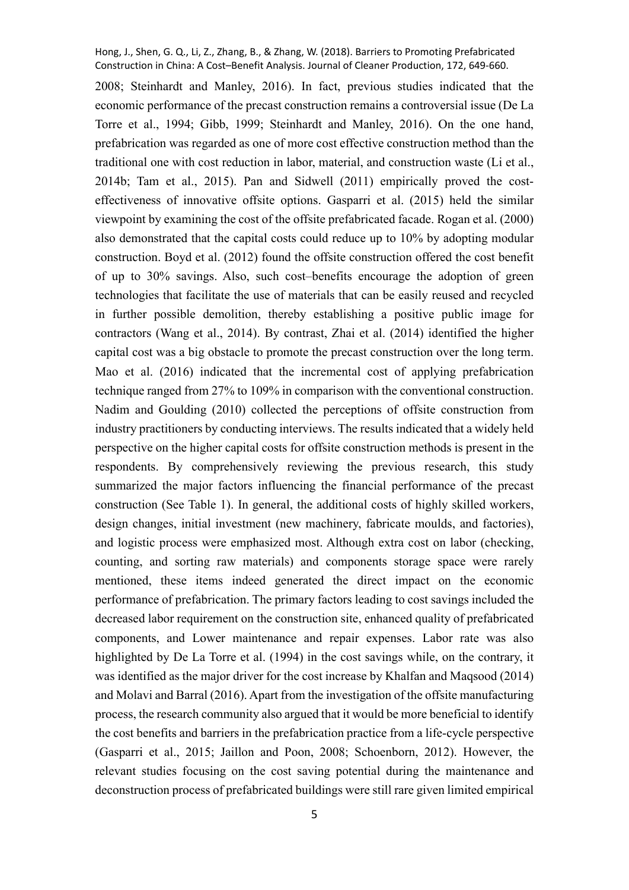2008; Steinhardt and Manley, 2016). In fact, previous studies indicated that the economic performance of the precast construction remains a controversial issue (De La Torre et al., 1994; Gibb, 1999; Steinhardt and Manley, 2016). On the one hand, prefabrication was regarded as one of more cost effective construction method than the traditional one with cost reduction in labor, material, and construction waste (Li et al., 2014b; Tam et al., 2015). Pan and Sidwell (2011) empirically proved the cost-effectiveness of innovative offsite options. Gasparri et al. (2015) held the similar viewpoint by examining the cost of the offsite prefabricated facade. Rogan et al. (2000) also demonstrated that the capital costs could reduce up to 10% by adopting modular construction. Boyd et al. (2012) found the offsite construction offered the cost benefit of up to 30% savings. Also, such cost–benefits encourage the adoption of green technologies that facilitate the use of materials that can be easily reused and recycled in further possible demolition, thereby establishing a positive public image for contractors (Wang et al., 2014). By contrast, Zhai et al. (2014) identified the higher capital cost was a big obstacle to promote the precast construction over the long term. Mao et al. (2016) indicated that the incremental cost of applying prefabrication technique ranged from 27% to 109% in comparison with the conventional construction. Nadim and Goulding (2010) collected the perceptions of offsite construction from industry practitioners by conducting interviews. The results indicated that a widely held perspective on the higher capital costs for offsite construction methods is present in the respondents. By comprehensively reviewing the previous research, this study summarized the major factors influencing the financial performance of the precast construction (See Table 1). In general, the additional costs of highly skilled workers, design changes, initial investment (new machinery, fabricate moulds, and factories), and logistic process were emphasized most. Although extra cost on labor (checking, counting, and sorting raw materials) and components storage space were rarely mentioned, these items indeed generated the direct impact on the economic performance of prefabrication. The primary factors leading to cost savings included the decreased labor requirement on the construction site, enhanced quality of prefabricated components, and Lower maintenance and repair expenses. Labor rate was also highlighted by De La Torre et al. (1994) in the cost savings while, on the contrary, it was identified as the major driver for the cost increase by Khalfan and Maqsood (2014) and Molavi and Barral (2016). Apart from the investigation of the offsite manufacturing process, the research community also argued that it would be more beneficial to identify the cost benefits and barriers in the prefabrication practice from a life-cycle perspective (Gasparri et al., 2015; Jaillon and Poon, 2008; Schoenborn, 2012). However, the relevant studies focusing on the cost saving potential during the maintenance and deconstruction process of prefabricated buildings were still rare given limited empirical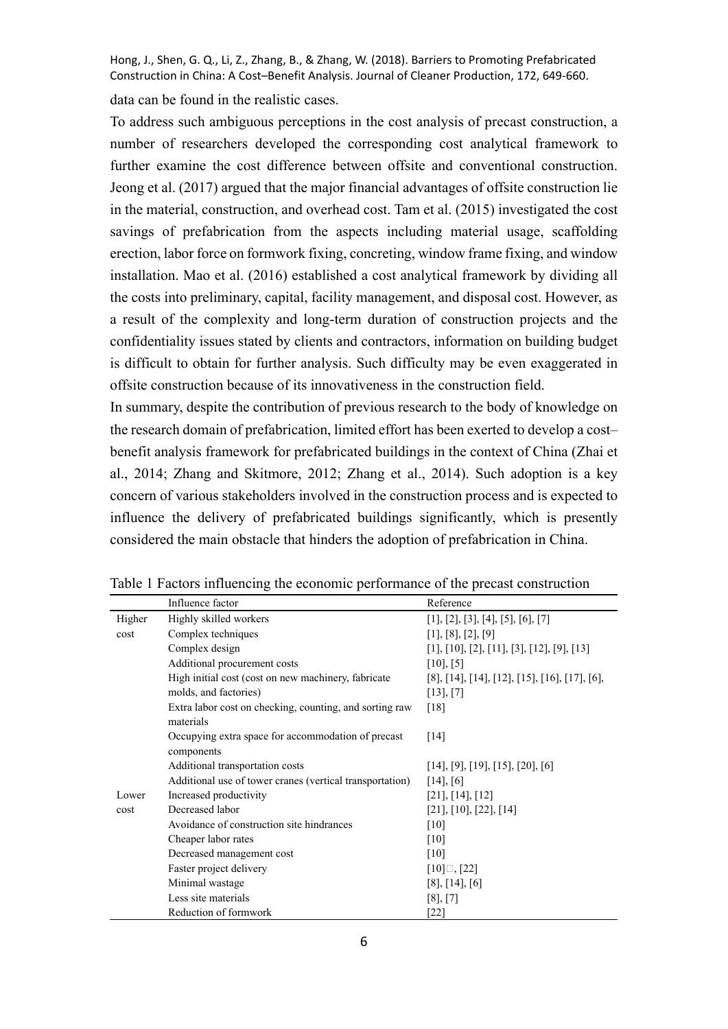data can be found in the realistic cases.

To address such ambiguous perceptions in the cost analysis of precast construction, a number of researchers developed the corresponding cost analytical framework to further examine the cost difference between offsite and conventional construction. Jeong et al. (2017) argued that the major financial advantages of offsite construction lie in the material, construction, and overhead cost. Tam et al. (2015) investigated the cost savings of prefabrication from the aspects including material usage, scaffolding erection, labor force on formwork fixing, concreting, window frame fixing, and window installation. Mao et al. (2016) established a cost analytical framework by dividing all the costs into preliminary, capital, facility management, and disposal cost. However, as a result of the complexity and long-term duration of construction projects and the confidentiality issues stated by clients and contractors, information on building budget is difficult to obtain for further analysis. Such difficulty may be even exaggerated in offsite construction because of its innovativeness in the construction field.

In summary, despite the contribution of previous research to the body of knowledge on the research domain of prefabrication, limited effort has been exerted to develop a cost–benefit analysis framework for prefabricated buildings in the context of China (Zhai et al., 2014; Zhang and Skitmore, 2012; Zhang et al., 2014). Such adoption is a key concern of various stakeholders involved in the construction process and is expected to influence the delivery of prefabricated buildings significantly, which is presently considered the main obstacle that hinders the adoption of prefabrication in China.

Table 1 Factors influencing the economic performance of the precast construction

| | Influence factor | Reference |
|---|---|---|
| Higher cost | Highly skilled workers | [1], [2], [3], [4], [5], [6], [7] |
| | Complex techniques | [1], [8], [2], [9] |
| | Complex design | [1], [10], [2], [11], [3], [12], [9], [13] |
| | Additional procurement costs | [10], [5] |
| | High initial cost (cost on new machinery, fabricate molds, and factories) | [8], [14], [14], [12], [15], [16], [17], [6], [13], [7] |
| | Extra labor cost on checking, counting, and sorting raw materials | [18] |
| | Occupying extra space for accommodation of precast components | [14] |
| | Additional transportation costs | [14], [9], [19], [15], [20], [6] |
| | Additional use of tower cranes (vertical transportation) | [14], [6] |
| Lower cost | Increased productivity | [21], [14], [12] |
| | Decreased labor | [21], [10], [22], [14] |
| | Avoidance of construction site hindrances | [10] |
| | Cheaper labor rates | [10] |
| | Decreased management cost | [10] |
| | Faster project delivery | [10]□, [22] |
| | Minimal wastage | [8], [14], [6] |
| | Less site materials | [8], [7] |
| | Reduction of formwork | [22] |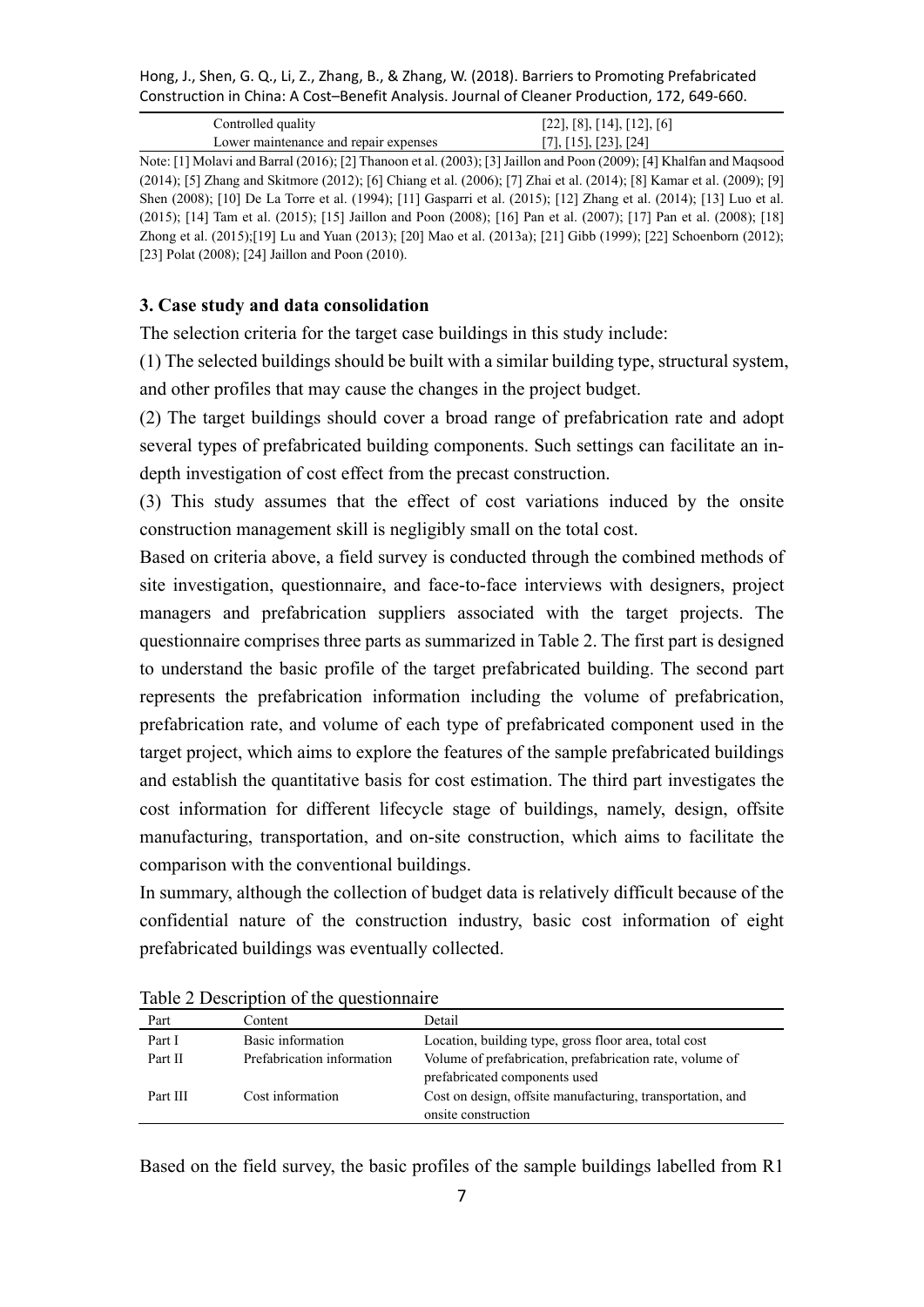| Controlled quality | [22], [8], [14], [12], [6] |
| --- | --- |
| Lower maintenance and repair expenses | [7], [15], [23], [24] |

Note: [1] Molavi and Barral (2016); [2] Thanoon et al. (2003); [3] Jaillon and Poon (2009); [4] Khalfan and Maqsood (2014); [5] Zhang and Skitmore (2012); [6] Chiang et al. (2006); [7] Zhai et al. (2014); [8] Kamar et al. (2009); [9] Shen (2008); [10] De La Torre et al. (1994); [11] Gasparri et al. (2015); [12] Zhang et al. (2014); [13] Luo et al. (2015); [14] Tam et al. (2015); [15] Jaillon and Poon (2008); [16] Pan et al. (2007); [17] Pan et al. (2008); [18] Zhong et al. (2015);[19] Lu and Yuan (2013); [20] Mao et al. (2013a); [21] Gibb (1999); [22] Schoenborn (2012); [23] Polat (2008); [24] Jaillon and Poon (2010).

## 3. Case study and data consolidation

The selection criteria for the target case buildings in this study include:

(1) The selected buildings should be built with a similar building type, structural system, and other profiles that may cause the changes in the project budget.

(2) The target buildings should cover a broad range of prefabrication rate and adopt several types of prefabricated building components. Such settings can facilitate an in-depth investigation of cost effect from the precast construction.

(3) This study assumes that the effect of cost variations induced by the onsite construction management skill is negligibly small on the total cost.

Based on criteria above, a field survey is conducted through the combined methods of site investigation, questionnaire, and face-to-face interviews with designers, project managers and prefabrication suppliers associated with the target projects. The questionnaire comprises three parts as summarized in Table 2. The first part is designed to understand the basic profile of the target prefabricated building. The second part represents the prefabrication information including the volume of prefabrication, prefabrication rate, and volume of each type of prefabricated component used in the target project, which aims to explore the features of the sample prefabricated buildings and establish the quantitative basis for cost estimation. The third part investigates the cost information for different lifecycle stage of buildings, namely, design, offsite manufacturing, transportation, and on-site construction, which aims to facilitate the comparison with the conventional buildings.

In summary, although the collection of budget data is relatively difficult because of the confidential nature of the construction industry, basic cost information of eight prefabricated buildings was eventually collected.

Table 2 Description of the questionnaire

| Part | Content | Detail |
| --- | --- | --- |
| Part I | Basic information | Location, building type, gross floor area, total cost |
| Part II | Prefabrication information | Volume of prefabrication, prefabrication rate, volume of prefabricated components used |
| Part III | Cost information | Cost on design, offsite manufacturing, transportation, and onsite construction |

Based on the field survey, the basic profiles of the sample buildings labelled from R1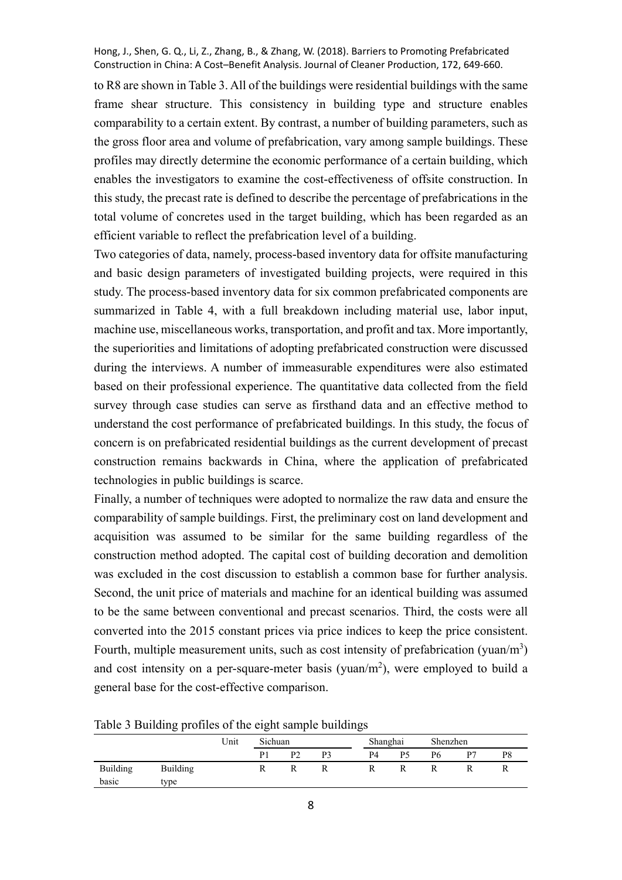to R8 are shown in Table 3. All of the buildings were residential buildings with the same frame shear structure. This consistency in building type and structure enables comparability to a certain extent. By contrast, a number of building parameters, such as the gross floor area and volume of prefabrication, vary among sample buildings. These profiles may directly determine the economic performance of a certain building, which enables the investigators to examine the cost-effectiveness of offsite construction. In this study, the precast rate is defined to describe the percentage of prefabrications in the total volume of concretes used in the target building, which has been regarded as an efficient variable to reflect the prefabrication level of a building.

Two categories of data, namely, process-based inventory data for offsite manufacturing and basic design parameters of investigated building projects, were required in this study. The process-based inventory data for six common prefabricated components are summarized in Table 4, with a full breakdown including material use, labor input, machine use, miscellaneous works, transportation, and profit and tax. More importantly, the superiorities and limitations of adopting prefabricated construction were discussed during the interviews. A number of immeasurable expenditures were also estimated based on their professional experience. The quantitative data collected from the field survey through case studies can serve as firsthand data and an effective method to understand the cost performance of prefabricated buildings. In this study, the focus of concern is on prefabricated residential buildings as the current development of precast construction remains backwards in China, where the application of prefabricated technologies in public buildings is scarce.

Finally, a number of techniques were adopted to normalize the raw data and ensure the comparability of sample buildings. First, the preliminary cost on land development and acquisition was assumed to be similar for the same building regardless of the construction method adopted. The capital cost of building decoration and demolition was excluded in the cost discussion to establish a common base for further analysis. Second, the unit price of materials and machine for an identical building was assumed to be the same between conventional and precast scenarios. Third, the costs were all converted into the 2015 constant prices via price indices to keep the price consistent. Fourth, multiple measurement units, such as cost intensity of prefabrication (yuan/m$^3$) and cost intensity on a per-square-meter basis (yuan/m$^2$), were employed to build a general base for the cost-effective comparison.

Table 3 Building profiles of the eight sample buildings

| | | Unit | Sichuan | | | Shanghai | | Shenzhen | | |
|---|---|---|---|---|---|---|---|---|---|---|
| | | | P1 | P2 | P3 | P4 | P5 | P6 | P7 | P8 |
| Building basic | Building type | | R | R | R | R | R | R | R | R |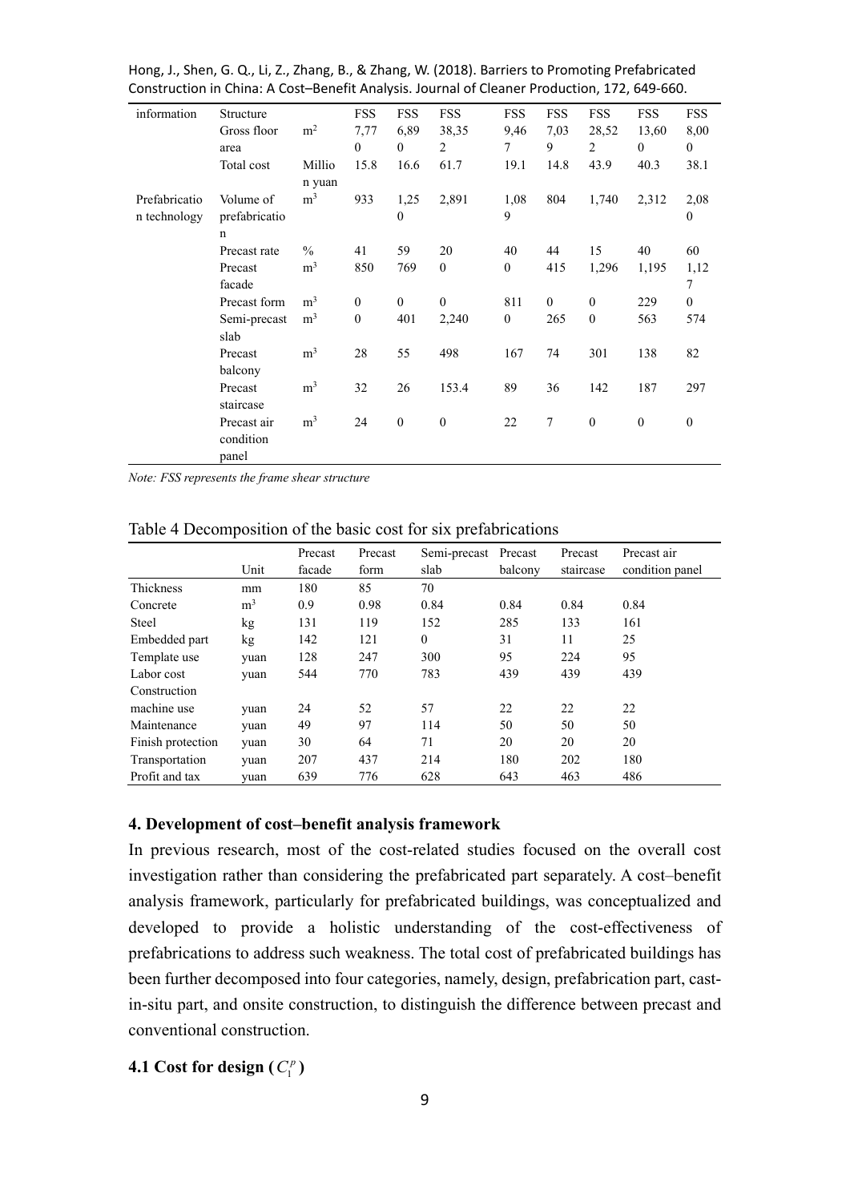| information | Structure | | FSS | FSS | FSS | FSS | FSS | FSS | FSS | FSS |
|---|---|---|---|---|---|---|---|---|---|---|
| | Gross floor area | $m^2$ | 7,770 | 6,890 | 38,352 | 9,467 | 7,039 | 28,522 | 13,600 | 8,000 |
| | Total cost | Million yuan | 15.8 | 16.6 | 61.7 | 19.1 | 14.8 | 43.9 | 40.3 | 38.1 |
| Prefabrication technology | Volume of prefabrication | $m^3$ | 933 | 1,250 | 2,891 | 1,089 | 804 | 1,740 | 2,312 | 2,080 |
| | Precast rate | % | 41 | 59 | 20 | 40 | 44 | 15 | 40 | 60 |
| | Precast facade | $m^3$ | 850 | 769 | 0 | 0 | 415 | 1,296 | 1,195 | 1,127 |
| | Precast form | $m^3$ | 0 | 0 | 0 | 811 | 0 | 0 | 229 | 0 |
| | Semi-precast slab | $m^3$ | 0 | 401 | 2,240 | 0 | 265 | 0 | 563 | 574 |
| | Precast balcony | $m^3$ | 28 | 55 | 498 | 167 | 74 | 301 | 138 | 82 |
| | Precast staircase | $m^3$ | 32 | 26 | 153.4 | 89 | 36 | 142 | 187 | 297 |
| | Precast air condition panel | $m^3$ | 24 | 0 | 0 | 22 | 7 | 0 | 0 | 0 |

*Note: FSS represents the frame shear structure*

Table 4 Decomposition of the basic cost for six prefabrications

| | Unit | Precast facade | Precast form | Semi-precast slab | Precast balcony | Precast staircase | Precast air condition panel |
|---|---|---|---|---|---|---|---|
| Thickness | mm | 180 | 85 | 70 | | | |
| Concrete | $m^3$ | 0.9 | 0.98 | 0.84 | 0.84 | 0.84 | 0.84 |
| Steel | kg | 131 | 119 | 152 | 285 | 133 | 161 |
| Embedded part | kg | 142 | 121 | 0 | 31 | 11 | 25 |
| Template use | yuan | 128 | 247 | 300 | 95 | 224 | 95 |
| Labor cost | yuan | 544 | 770 | 783 | 439 | 439 | 439 |
| Construction machine use | yuan | 24 | 52 | 57 | 22 | 22 | 22 |
| Maintenance | yuan | 49 | 97 | 114 | 50 | 50 | 50 |
| Finish protection | yuan | 30 | 64 | 71 | 20 | 20 | 20 |
| Transportation | yuan | 207 | 437 | 214 | 180 | 202 | 180 |
| Profit and tax | yuan | 639 | 776 | 628 | 643 | 463 | 486 |

## 4. Development of cost–benefit analysis framework

In previous research, most of the cost-related studies focused on the overall cost investigation rather than considering the prefabricated part separately. A cost–benefit analysis framework, particularly for prefabricated buildings, was conceptualized and developed to provide a holistic understanding of the cost-effectiveness of prefabrications to address such weakness. The total cost of prefabricated buildings has been further decomposed into four categories, namely, design, prefabrication part, cast-in-situ part, and onsite construction, to distinguish the difference between precast and conventional construction.

### 4.1 Cost for design ($C_1^p$)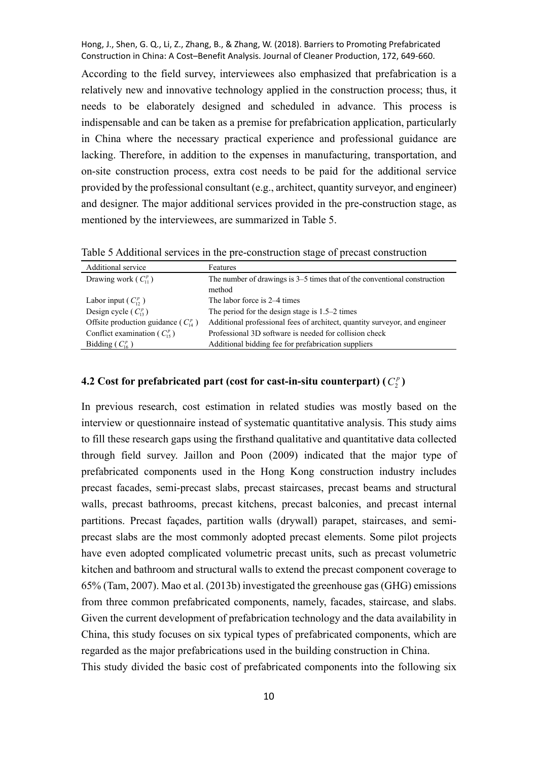According to the field survey, interviewees also emphasized that prefabrication is a relatively new and innovative technology applied in the construction process; thus, it needs to be elaborately designed and scheduled in advance. This process is indispensable and can be taken as a premise for prefabrication application, particularly in China where the necessary practical experience and professional guidance are lacking. Therefore, in addition to the expenses in manufacturing, transportation, and on-site construction process, extra cost needs to be paid for the additional service provided by the professional consultant (e.g., architect, quantity surveyor, and engineer) and designer. The major additional services provided in the pre-construction stage, as mentioned by the interviewees, are summarized in Table 5.

Table 5 Additional services in the pre-construction stage of precast construction

| Additional service | Features |
| --- | --- |
| Drawing work ( $C_{11}^{p}$ ) | The number of drawings is 3–5 times that of the conventional construction method |
| Labor input ( $C_{12}^{p}$ ) | The labor force is 2–4 times |
| Design cycle ( $C_{13}^{p}$ ) | The period for the design stage is 1.5–2 times |
| Offsite production guidance ( $C_{14}^{p}$ ) | Additional professional fees of architect, quantity surveyor, and engineer |
| Conflict examination ( $C_{15}^{p}$ ) | Professional 3D software is needed for collision check |
| Bidding ( $C_{16}^{p}$ ) | Additional bidding fee for prefabrication suppliers |

### 4.2 Cost for prefabricated part (cost for cast-in-situ counterpart) ( $C_{2}^{p}$ )

In previous research, cost estimation in related studies was mostly based on the interview or questionnaire instead of systematic quantitative analysis. This study aims to fill these research gaps using the firsthand qualitative and quantitative data collected through field survey. Jaillon and Poon (2009) indicated that the major type of prefabricated components used in the Hong Kong construction industry includes precast facades, semi-precast slabs, precast staircases, precast beams and structural walls, precast bathrooms, precast kitchens, precast balconies, and precast internal partitions. Precast façades, partition walls (drywall) parapet, staircases, and semi-precast slabs are the most commonly adopted precast elements. Some pilot projects have even adopted complicated volumetric precast units, such as precast volumetric kitchen and bathroom and structural walls to extend the precast component coverage to 65% (Tam, 2007). Mao et al. (2013b) investigated the greenhouse gas (GHG) emissions from three common prefabricated components, namely, facades, staircase, and slabs. Given the current development of prefabrication technology and the data availability in China, this study focuses on six typical types of prefabricated components, which are regarded as the major prefabrications used in the building construction in China.

This study divided the basic cost of prefabricated components into the following six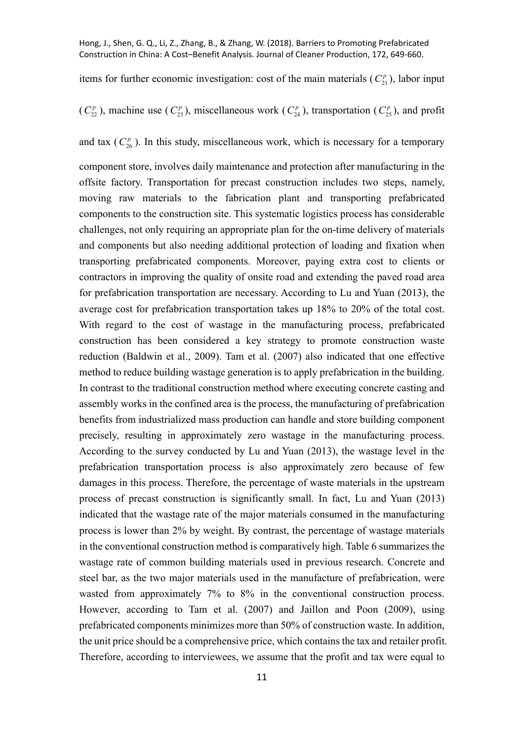items for further economic investigation: cost of the main materials ($C_{21}^{p}$), labor input ($C_{22}^{p}$), machine use ($C_{23}^{p}$), miscellaneous work ($C_{24}^{p}$), transportation ($C_{25}^{p}$), and profit and tax ($C_{26}^{p}$). In this study, miscellaneous work, which is necessary for a temporary component store, involves daily maintenance and protection after manufacturing in the offsite factory. Transportation for precast construction includes two steps, namely, moving raw materials to the fabrication plant and transporting prefabricated components to the construction site. This systematic logistics process has considerable challenges, not only requiring an appropriate plan for the on-time delivery of materials and components but also needing additional protection of loading and fixation when transporting prefabricated components. Moreover, paying extra cost to clients or contractors in improving the quality of onsite road and extending the paved road area for prefabrication transportation are necessary. According to Lu and Yuan (2013), the average cost for prefabrication transportation takes up 18% to 20% of the total cost. With regard to the cost of wastage in the manufacturing process, prefabricated construction has been considered a key strategy to promote construction waste reduction (Baldwin et al., 2009). Tam et al. (2007) also indicated that one effective method to reduce building wastage generation is to apply prefabrication in the building. In contrast to the traditional construction method where executing concrete casting and assembly works in the confined area is the process, the manufacturing of prefabrication benefits from industrialized mass production can handle and store building component precisely, resulting in approximately zero wastage in the manufacturing process. According to the survey conducted by Lu and Yuan (2013), the wastage level in the prefabrication transportation process is also approximately zero because of few damages in this process. Therefore, the percentage of waste materials in the upstream process of precast construction is significantly small. In fact, Lu and Yuan (2013) indicated that the wastage rate of the major materials consumed in the manufacturing process is lower than 2% by weight. By contrast, the percentage of wastage materials in the conventional construction method is comparatively high. Table 6 summarizes the wastage rate of common building materials used in previous research. Concrete and steel bar, as the two major materials used in the manufacture of prefabrication, were wasted from approximately 7% to 8% in the conventional construction process. However, according to Tam et al. (2007) and Jaillon and Poon (2009), using prefabricated components minimizes more than 50% of construction waste. In addition, the unit price should be a comprehensive price, which contains the tax and retailer profit. Therefore, according to interviewees, we assume that the profit and tax were equal to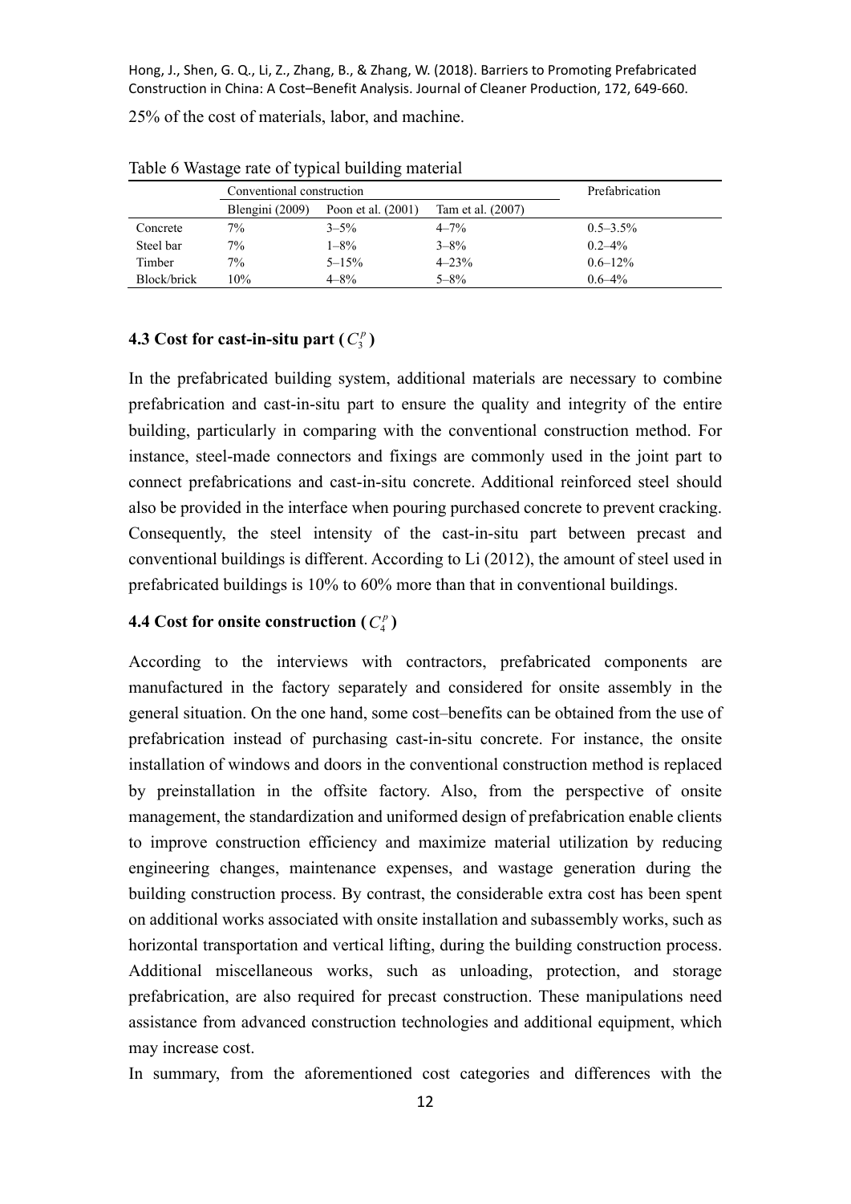25% of the cost of materials, labor, and machine.

Table 6 Wastage rate of typical building material

| | Conventional construction | | | Prefabrication |
|---|---|---|---|---|
| | Blengini (2009) | Poon et al. (2001) | Tam et al. (2007) | |
| Concrete | 7% | 3–5% | 4–7% | 0.5–3.5% |
| Steel bar | 7% | 1–8% | 3–8% | 0.2–4% |
| Timber | 7% | 5–15% | 4–23% | 0.6–12% |
| Block/brick | 10% | 4–8% | 5–8% | 0.6–4% |

### 4.3 Cost for cast-in-situ part ($C_3^p$)

In the prefabricated building system, additional materials are necessary to combine prefabrication and cast-in-situ part to ensure the quality and integrity of the entire building, particularly in comparing with the conventional construction method. For instance, steel-made connectors and fixings are commonly used in the joint part to connect prefabrications and cast-in-situ concrete. Additional reinforced steel should also be provided in the interface when pouring purchased concrete to prevent cracking. Consequently, the steel intensity of the cast-in-situ part between precast and conventional buildings is different. According to Li (2012), the amount of steel used in prefabricated buildings is 10% to 60% more than that in conventional buildings.

### 4.4 Cost for onsite construction ($C_4^p$)

According to the interviews with contractors, prefabricated components are manufactured in the factory separately and considered for onsite assembly in the general situation. On the one hand, some cost–benefits can be obtained from the use of prefabrication instead of purchasing cast-in-situ concrete. For instance, the onsite installation of windows and doors in the conventional construction method is replaced by preinstallation in the offsite factory. Also, from the perspective of onsite management, the standardization and uniformed design of prefabrication enable clients to improve construction efficiency and maximize material utilization by reducing engineering changes, maintenance expenses, and wastage generation during the building construction process. By contrast, the considerable extra cost has been spent on additional works associated with onsite installation and subassembly works, such as horizontal transportation and vertical lifting, during the building construction process. Additional miscellaneous works, such as unloading, protection, and storage prefabrication, are also required for precast construction. These manipulations need assistance from advanced construction technologies and additional equipment, which may increase cost.

In summary, from the aforementioned cost categories and differences with the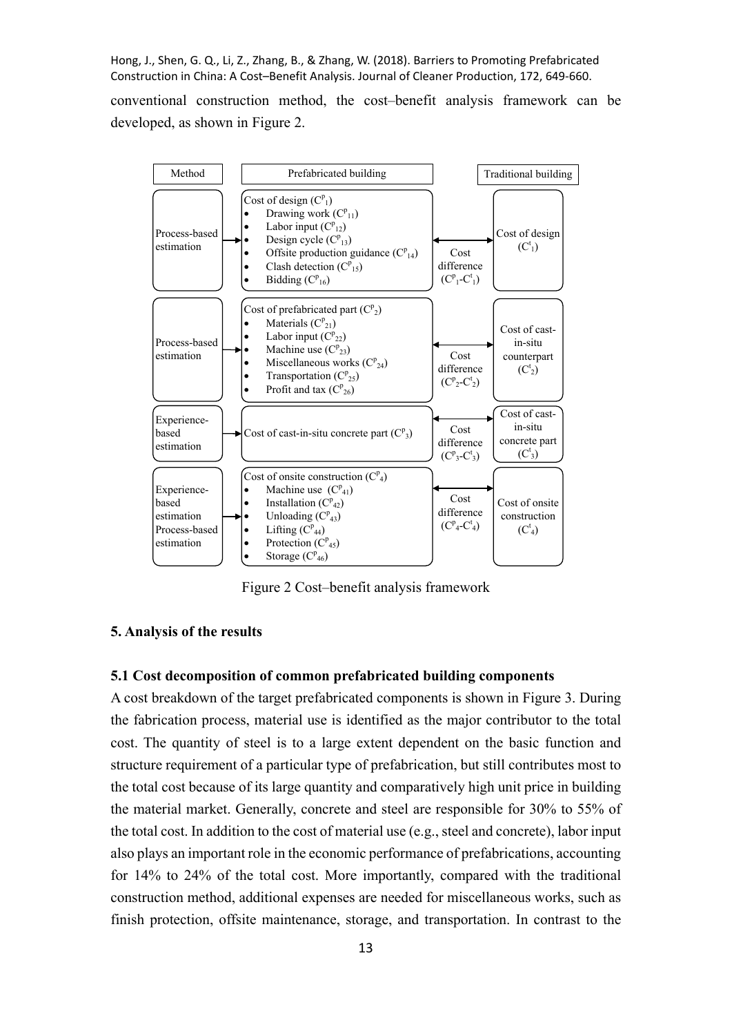conventional construction method, the cost–benefit analysis framework can be developed, as shown in Figure 2.

| Method | Prefabricated building | | Traditional building |
|---|---|---|---|
| Process-based estimation | Cost of design ($C^p_1$)<br>• Drawing work ($C^p_{11}$)<br>• Labor input ($C^p_{12}$)<br>• Design cycle ($C^p_{13}$)<br>• Offsite production guidance ($C^p_{14}$)<br>• Clash detection ($C^p_{15}$)<br>• Bidding ($C^p_{16}$) | Cost difference ($C^p_1$-$C^t_1$) | Cost of design ($C^t_1$) |
| Process-based estimation | Cost of prefabricated part ($C^p_2$)<br>• Materials ($C^p_{21}$)<br>• Labor input ($C^p_{22}$)<br>• Machine use ($C^p_{23}$)<br>• Miscellaneous works ($C^p_{24}$)<br>• Transportation ($C^p_{25}$)<br>• Profit and tax ($C^p_{26}$) | Cost difference ($C^p_2$-$C^t_2$) | Cost of cast-in-situ counterpart ($C^t_2$) |
| Experience-based estimation | Cost of cast-in-situ concrete part ($C^p_3$) | Cost difference ($C^p_3$-$C^t_3$) | Cost of cast-in-situ concrete part ($C^t_3$) |
| Experience-based estimation<br>Process-based estimation | Cost of onsite construction ($C^p_4$)<br>• Machine use ($C^p_{41}$)<br>• Installation ($C^p_{42}$)<br>• Unloading ($C^p_{43}$)<br>• Lifting ($C^p_{44}$)<br>• Protection ($C^p_{45}$)<br>• Storage ($C^p_{46}$) | Cost difference ($C^p_4$-$C^t_4$) | Cost of onsite construction ($C^t_4$) |

Figure 2 Cost–benefit analysis framework

## 5. Analysis of the results

### 5.1 Cost decomposition of common prefabricated building components

A cost breakdown of the target prefabricated components is shown in Figure 3. During the fabrication process, material use is identified as the major contributor to the total cost. The quantity of steel is to a large extent dependent on the basic function and structure requirement of a particular type of prefabrication, but still contributes most to the total cost because of its large quantity and comparatively high unit price in building the material market. Generally, concrete and steel are responsible for 30% to 55% of the total cost. In addition to the cost of material use (e.g., steel and concrete), labor input also plays an important role in the economic performance of prefabrications, accounting for 14% to 24% of the total cost. More importantly, compared with the traditional construction method, additional expenses are needed for miscellaneous works, such as finish protection, offsite maintenance, storage, and transportation. In contrast to the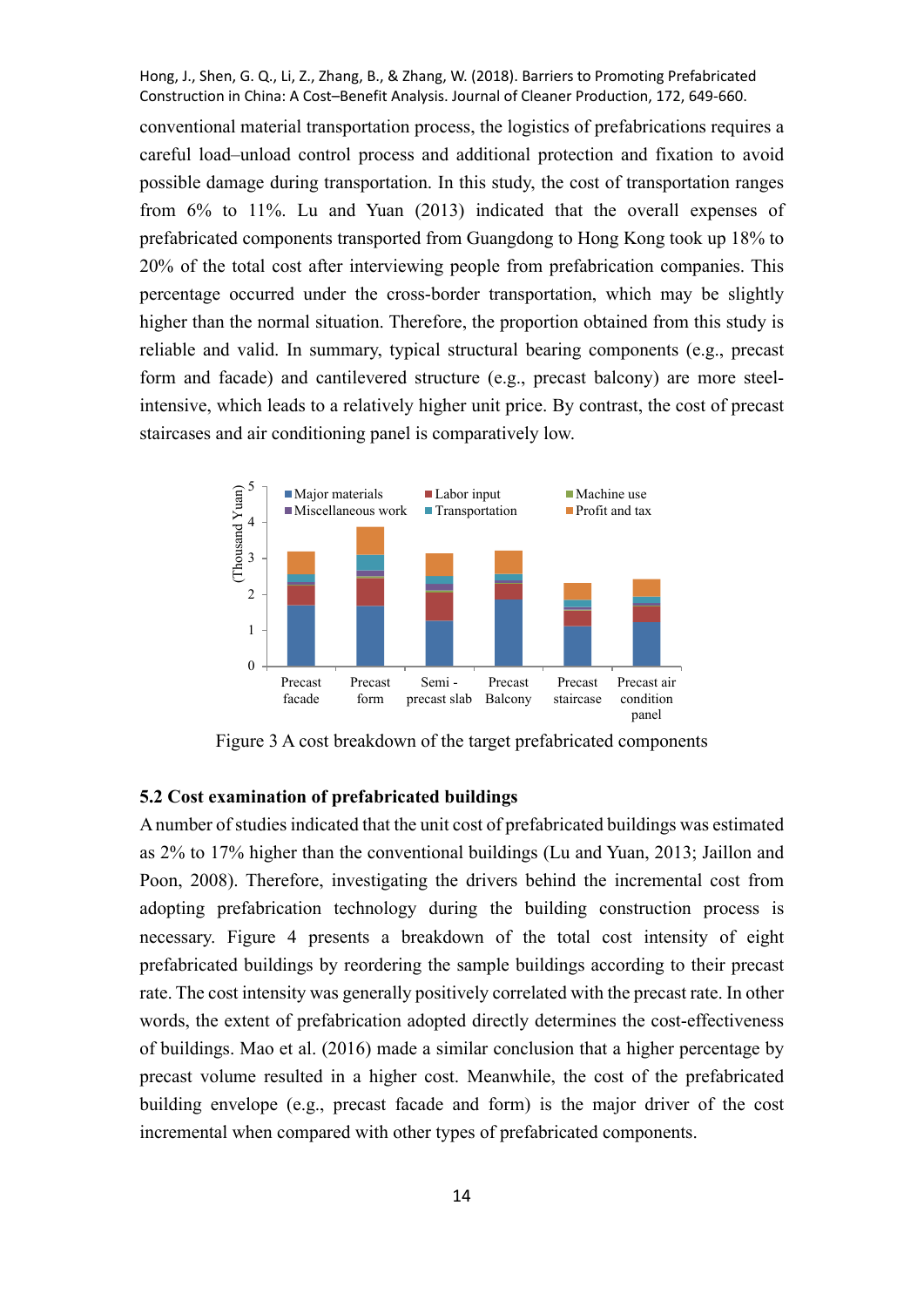conventional material transportation process, the logistics of prefabrications requires a careful load–unload control process and additional protection and fixation to avoid possible damage during transportation. In this study, the cost of transportation ranges from 6% to 11%. Lu and Yuan (2013) indicated that the overall expenses of prefabricated components transported from Guangdong to Hong Kong took up 18% to 20% of the total cost after interviewing people from prefabrication companies. This percentage occurred under the cross-border transportation, which may be slightly higher than the normal situation. Therefore, the proportion obtained from this study is reliable and valid. In summary, typical structural bearing components (e.g., precast form and facade) and cantilevered structure (e.g., precast balcony) are more steel-intensive, which leads to a relatively higher unit price. By contrast, the cost of precast staircases and air conditioning panel is comparatively low.

Figure 3 A cost breakdown of the target prefabricated components

## 5.2 Cost examination of prefabricated buildings

A number of studies indicated that the unit cost of prefabricated buildings was estimated as 2% to 17% higher than the conventional buildings (Lu and Yuan, 2013; Jaillon and Poon, 2008). Therefore, investigating the drivers behind the incremental cost from adopting prefabrication technology during the building construction process is necessary. Figure 4 presents a breakdown of the total cost intensity of eight prefabricated buildings by reordering the sample buildings according to their precast rate. The cost intensity was generally positively correlated with the precast rate. In other words, the extent of prefabrication adopted directly determines the cost-effectiveness of buildings. Mao et al. (2016) made a similar conclusion that a higher percentage by precast volume resulted in a higher cost. Meanwhile, the cost of the prefabricated building envelope (e.g., precast facade and form) is the major driver of the cost incremental when compared with other types of prefabricated components.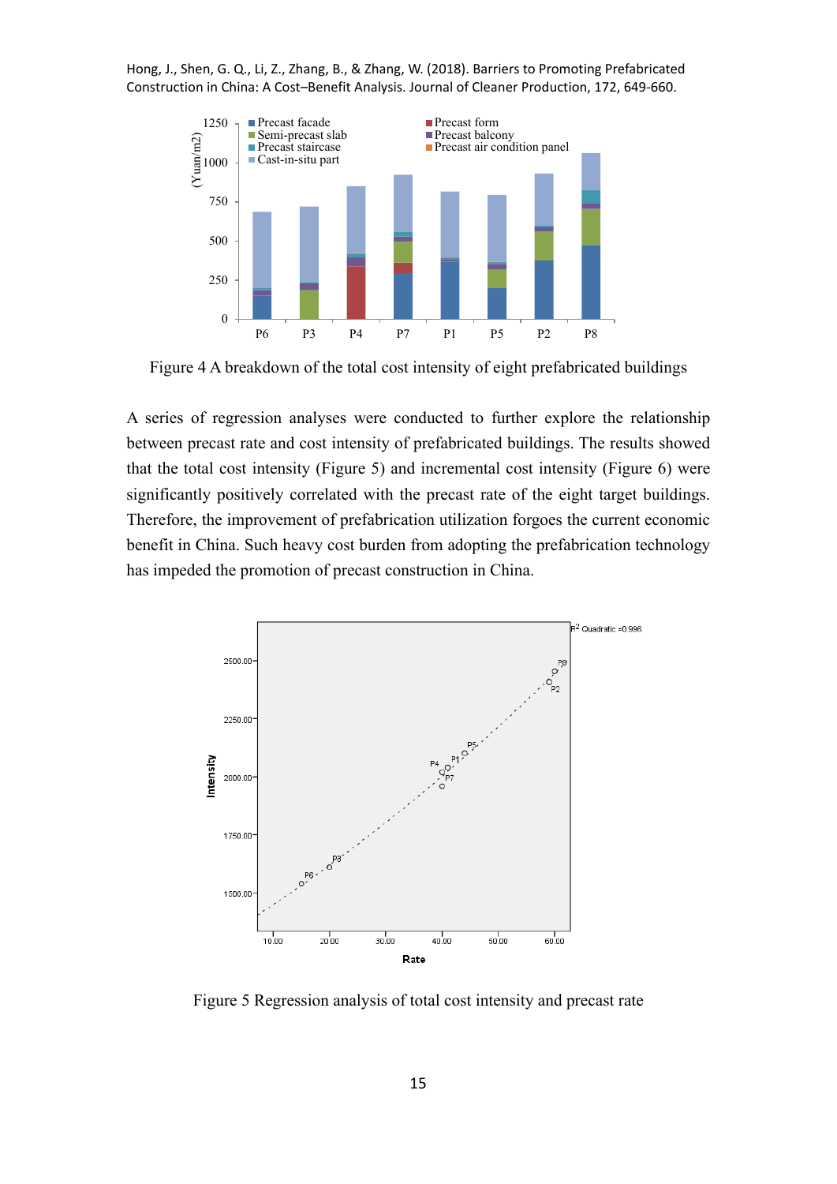Figure 4 A breakdown of the total cost intensity of eight prefabricated buildings

A series of regression analyses were conducted to further explore the relationship between precast rate and cost intensity of prefabricated buildings. The results showed that the total cost intensity (Figure 5) and incremental cost intensity (Figure 6) were significantly positively correlated with the precast rate of the eight target buildings. Therefore, the improvement of prefabrication utilization forgoes the current economic benefit in China. Such heavy cost burden from adopting the prefabrication technology has impeded the promotion of precast construction in China.

Figure 5 Regression analysis of total cost intensity and precast rate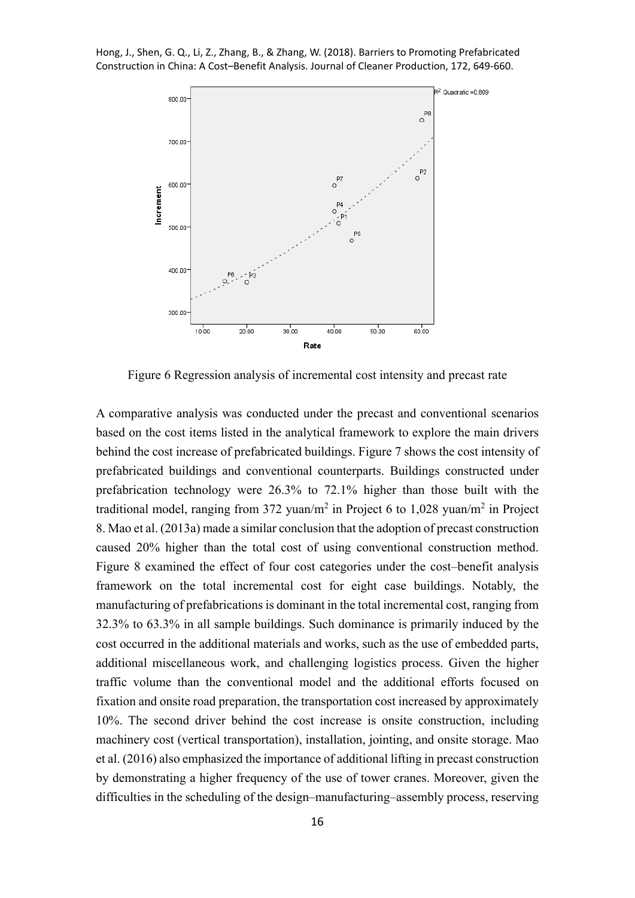Figure 6 Regression analysis of incremental cost intensity and precast rate

A comparative analysis was conducted under the precast and conventional scenarios based on the cost items listed in the analytical framework to explore the main drivers behind the cost increase of prefabricated buildings. Figure 7 shows the cost intensity of prefabricated buildings and conventional counterparts. Buildings constructed under prefabrication technology were 26.3% to 72.1% higher than those built with the traditional model, ranging from 372 yuan/m$^2$ in Project 6 to 1,028 yuan/m$^2$ in Project 8. Mao et al. (2013a) made a similar conclusion that the adoption of precast construction caused 20% higher than the total cost of using conventional construction method. Figure 8 examined the effect of four cost categories under the cost–benefit analysis framework on the total incremental cost for eight case buildings. Notably, the manufacturing of prefabrications is dominant in the total incremental cost, ranging from 32.3% to 63.3% in all sample buildings. Such dominance is primarily induced by the cost occurred in the additional materials and works, such as the use of embedded parts, additional miscellaneous work, and challenging logistics process. Given the higher traffic volume than the conventional model and the additional efforts focused on fixation and onsite road preparation, the transportation cost increased by approximately 10%. The second driver behind the cost increase is onsite construction, including machinery cost (vertical transportation), installation, jointing, and onsite storage. Mao et al. (2016) also emphasized the importance of additional lifting in precast construction by demonstrating a higher frequency of the use of tower cranes. Moreover, given the difficulties in the scheduling of the design–manufacturing–assembly process, reserving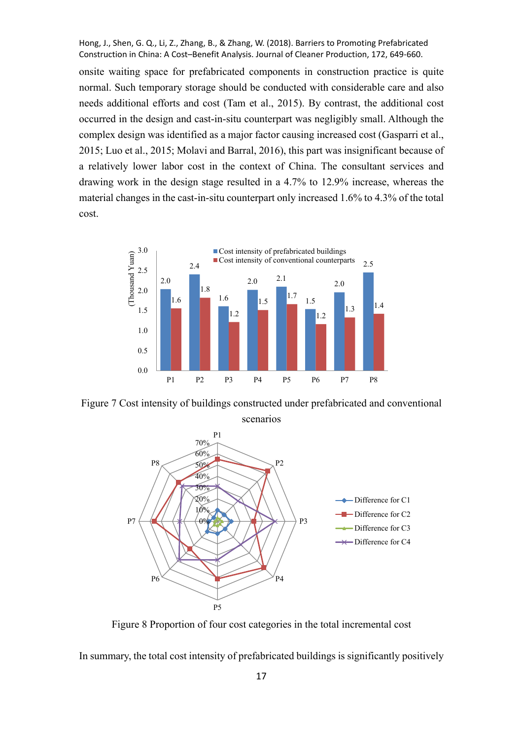onsite waiting space for prefabricated components in construction practice is quite normal. Such temporary storage should be conducted with considerable care and also needs additional efforts and cost (Tam et al., 2015). By contrast, the additional cost occurred in the design and cast-in-situ counterpart was negligibly small. Although the complex design was identified as a major factor causing increased cost (Gasparri et al., 2015; Luo et al., 2015; Molavi and Barral, 2016), this part was insignificant because of a relatively lower labor cost in the context of China. The consultant services and drawing work in the design stage resulted in a 4.7% to 12.9% increase, whereas the material changes in the cast-in-situ counterpart only increased 1.6% to 4.3% of the total cost.

Figure 7 Cost intensity of buildings constructed under prefabricated and conventional scenarios

Figure 8 Proportion of four cost categories in the total incremental cost

In summary, the total cost intensity of prefabricated buildings is significantly positively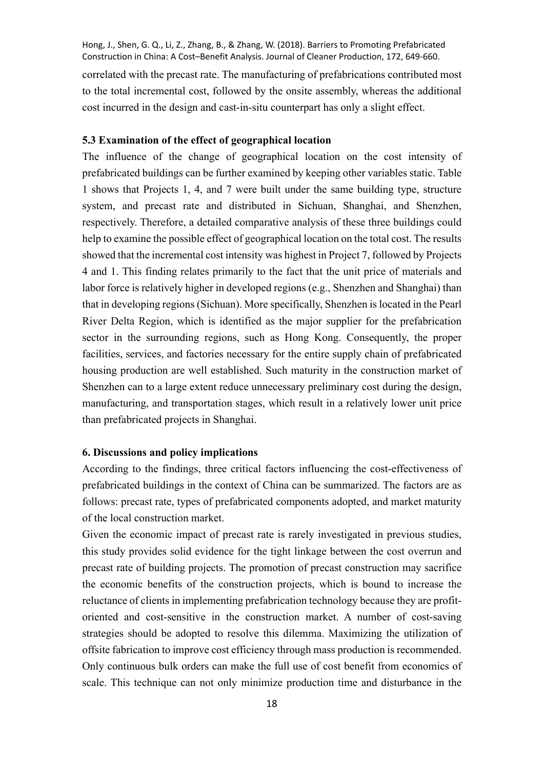correlated with the precast rate. The manufacturing of prefabrications contributed most to the total incremental cost, followed by the onsite assembly, whereas the additional cost incurred in the design and cast-in-situ counterpart has only a slight effect.

### 5.3 Examination of the effect of geographical location

The influence of the change of geographical location on the cost intensity of prefabricated buildings can be further examined by keeping other variables static. Table 1 shows that Projects 1, 4, and 7 were built under the same building type, structure system, and precast rate and distributed in Sichuan, Shanghai, and Shenzhen, respectively. Therefore, a detailed comparative analysis of these three buildings could help to examine the possible effect of geographical location on the total cost. The results showed that the incremental cost intensity was highest in Project 7, followed by Projects 4 and 1. This finding relates primarily to the fact that the unit price of materials and labor force is relatively higher in developed regions (e.g., Shenzhen and Shanghai) than that in developing regions (Sichuan). More specifically, Shenzhen is located in the Pearl River Delta Region, which is identified as the major supplier for the prefabrication sector in the surrounding regions, such as Hong Kong. Consequently, the proper facilities, services, and factories necessary for the entire supply chain of prefabricated housing production are well established. Such maturity in the construction market of Shenzhen can to a large extent reduce unnecessary preliminary cost during the design, manufacturing, and transportation stages, which result in a relatively lower unit price than prefabricated projects in Shanghai.

## 6. Discussions and policy implications

According to the findings, three critical factors influencing the cost-effectiveness of prefabricated buildings in the context of China can be summarized. The factors are as follows: precast rate, types of prefabricated components adopted, and market maturity of the local construction market.

Given the economic impact of precast rate is rarely investigated in previous studies, this study provides solid evidence for the tight linkage between the cost overrun and precast rate of building projects. The promotion of precast construction may sacrifice the economic benefits of the construction projects, which is bound to increase the reluctance of clients in implementing prefabrication technology because they are profit-oriented and cost-sensitive in the construction market. A number of cost-saving strategies should be adopted to resolve this dilemma. Maximizing the utilization of offsite fabrication to improve cost efficiency through mass production is recommended. Only continuous bulk orders can make the full use of cost benefit from economics of scale. This technique can not only minimize production time and disturbance in the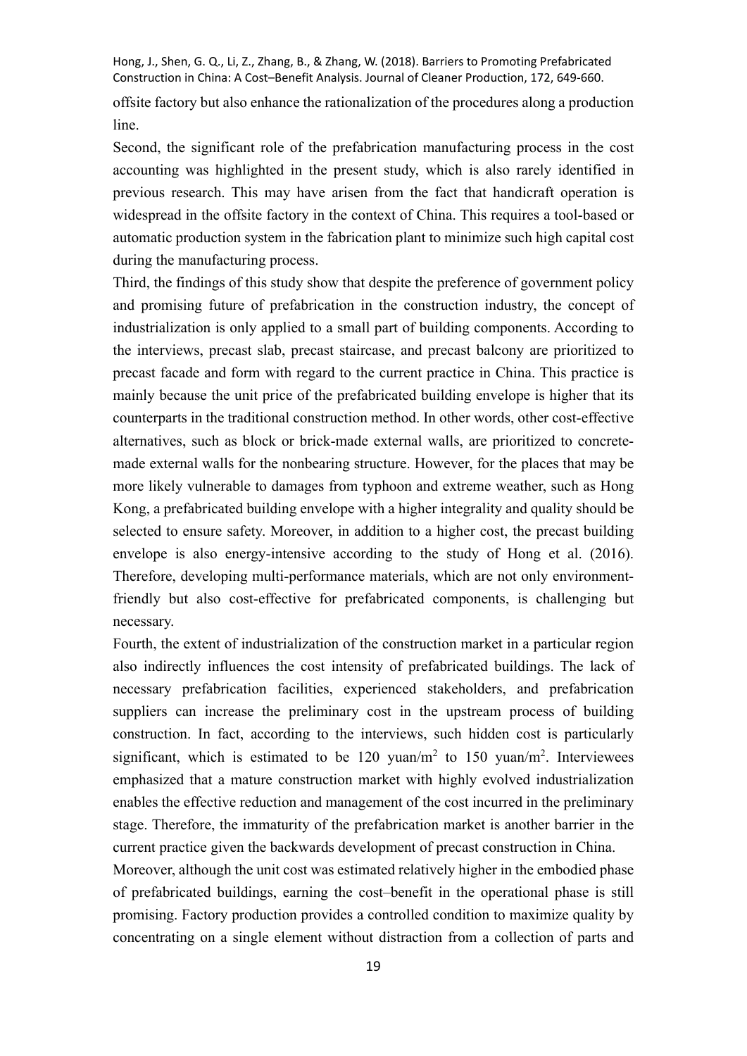offsite factory but also enhance the rationalization of the procedures along a production line.

Second, the significant role of the prefabrication manufacturing process in the cost accounting was highlighted in the present study, which is also rarely identified in previous research. This may have arisen from the fact that handicraft operation is widespread in the offsite factory in the context of China. This requires a tool-based or automatic production system in the fabrication plant to minimize such high capital cost during the manufacturing process.

Third, the findings of this study show that despite the preference of government policy and promising future of prefabrication in the construction industry, the concept of industrialization is only applied to a small part of building components. According to the interviews, precast slab, precast staircase, and precast balcony are prioritized to precast facade and form with regard to the current practice in China. This practice is mainly because the unit price of the prefabricated building envelope is higher that its counterparts in the traditional construction method. In other words, other cost-effective alternatives, such as block or brick-made external walls, are prioritized to concrete-made external walls for the nonbearing structure. However, for the places that may be more likely vulnerable to damages from typhoon and extreme weather, such as Hong Kong, a prefabricated building envelope with a higher integrality and quality should be selected to ensure safety. Moreover, in addition to a higher cost, the precast building envelope is also energy-intensive according to the study of Hong et al. (2016). Therefore, developing multi-performance materials, which are not only environment-friendly but also cost-effective for prefabricated components, is challenging but necessary.

Fourth, the extent of industrialization of the construction market in a particular region also indirectly influences the cost intensity of prefabricated buildings. The lack of necessary prefabrication facilities, experienced stakeholders, and prefabrication suppliers can increase the preliminary cost in the upstream process of building construction. In fact, according to the interviews, such hidden cost is particularly significant, which is estimated to be 120 yuan/$m^2$ to 150 yuan/$m^2$. Interviewees emphasized that a mature construction market with highly evolved industrialization enables the effective reduction and management of the cost incurred in the preliminary stage. Therefore, the immaturity of the prefabrication market is another barrier in the current practice given the backwards development of precast construction in China.

Moreover, although the unit cost was estimated relatively higher in the embodied phase of prefabricated buildings, earning the cost–benefit in the operational phase is still promising. Factory production provides a controlled condition to maximize quality by concentrating on a single element without distraction from a collection of parts and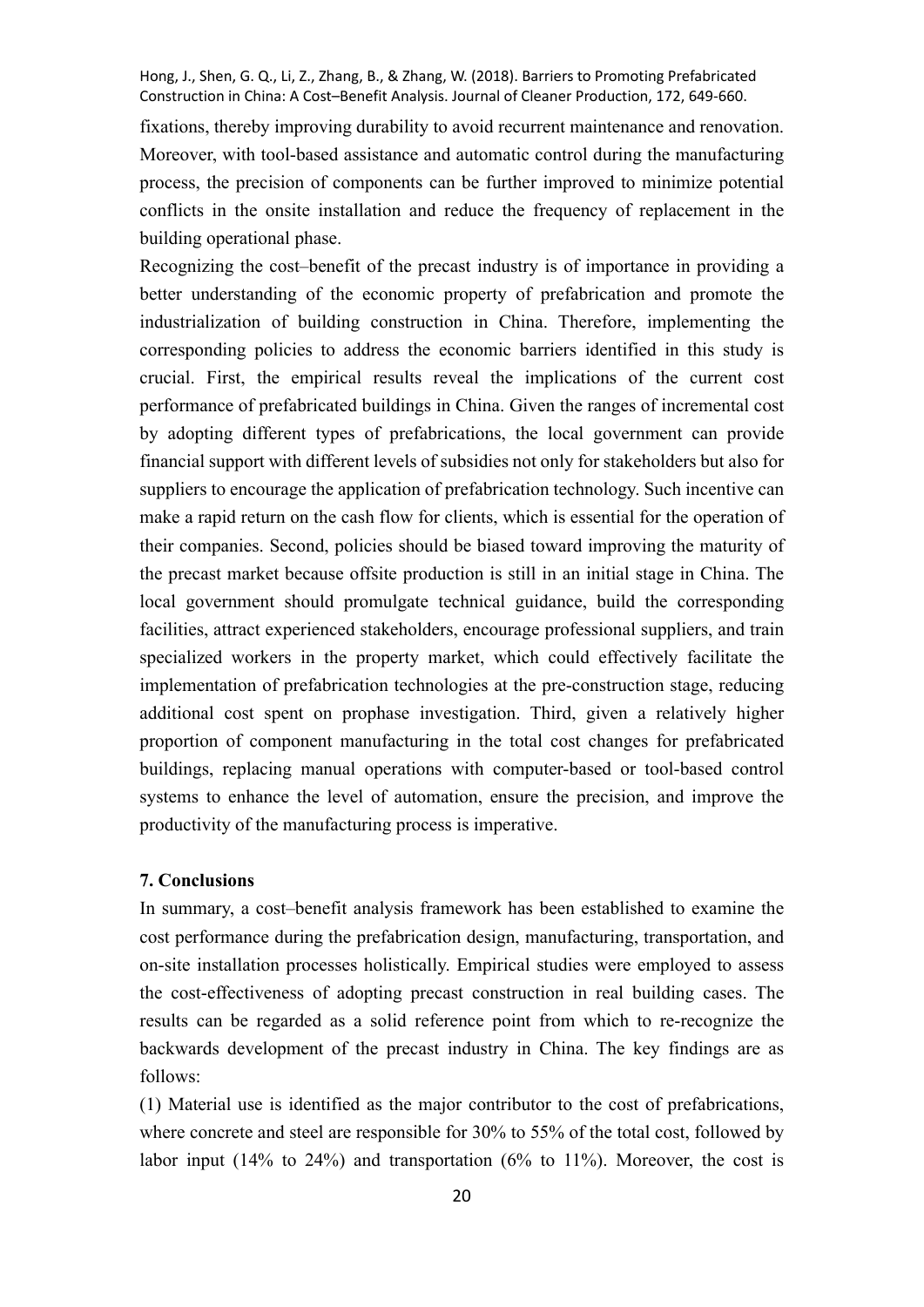fixations, thereby improving durability to avoid recurrent maintenance and renovation. Moreover, with tool-based assistance and automatic control during the manufacturing process, the precision of components can be further improved to minimize potential conflicts in the onsite installation and reduce the frequency of replacement in the building operational phase.

Recognizing the cost–benefit of the precast industry is of importance in providing a better understanding of the economic property of prefabrication and promote the industrialization of building construction in China. Therefore, implementing the corresponding policies to address the economic barriers identified in this study is crucial. First, the empirical results reveal the implications of the current cost performance of prefabricated buildings in China. Given the ranges of incremental cost by adopting different types of prefabrications, the local government can provide financial support with different levels of subsidies not only for stakeholders but also for suppliers to encourage the application of prefabrication technology. Such incentive can make a rapid return on the cash flow for clients, which is essential for the operation of their companies. Second, policies should be biased toward improving the maturity of the precast market because offsite production is still in an initial stage in China. The local government should promulgate technical guidance, build the corresponding facilities, attract experienced stakeholders, encourage professional suppliers, and train specialized workers in the property market, which could effectively facilitate the implementation of prefabrication technologies at the pre-construction stage, reducing additional cost spent on prophase investigation. Third, given a relatively higher proportion of component manufacturing in the total cost changes for prefabricated buildings, replacing manual operations with computer-based or tool-based control systems to enhance the level of automation, ensure the precision, and improve the productivity of the manufacturing process is imperative.

## 7. Conclusions

In summary, a cost–benefit analysis framework has been established to examine the cost performance during the prefabrication design, manufacturing, transportation, and on-site installation processes holistically. Empirical studies were employed to assess the cost-effectiveness of adopting precast construction in real building cases. The results can be regarded as a solid reference point from which to re-recognize the backwards development of the precast industry in China. The key findings are as follows:

(1) Material use is identified as the major contributor to the cost of prefabrications, where concrete and steel are responsible for 30% to 55% of the total cost, followed by labor input (14% to 24%) and transportation (6% to 11%). Moreover, the cost is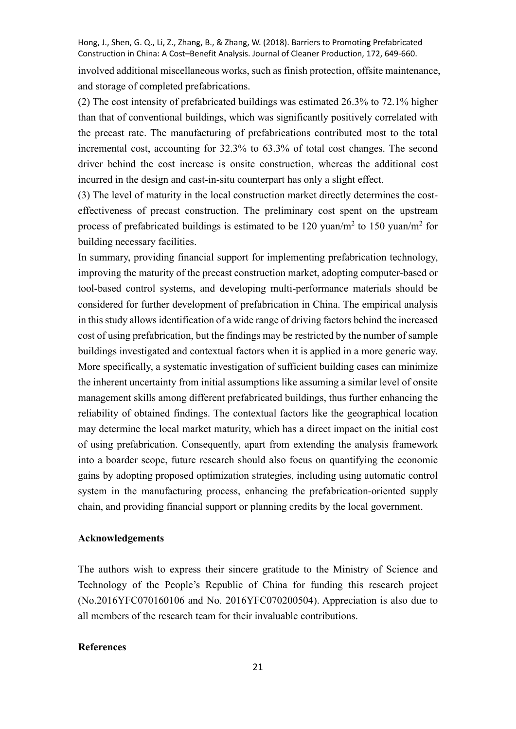involved additional miscellaneous works, such as finish protection, offsite maintenance, and storage of completed prefabrications.

(2) The cost intensity of prefabricated buildings was estimated 26.3% to 72.1% higher than that of conventional buildings, which was significantly positively correlated with the precast rate. The manufacturing of prefabrications contributed most to the total incremental cost, accounting for 32.3% to 63.3% of total cost changes. The second driver behind the cost increase is onsite construction, whereas the additional cost incurred in the design and cast-in-situ counterpart has only a slight effect.

(3) The level of maturity in the local construction market directly determines the cost-effectiveness of precast construction. The preliminary cost spent on the upstream process of prefabricated buildings is estimated to be 120 yuan/m$^2$ to 150 yuan/m$^2$ for building necessary facilities.

In summary, providing financial support for implementing prefabrication technology, improving the maturity of the precast construction market, adopting computer-based or tool-based control systems, and developing multi-performance materials should be considered for further development of prefabrication in China. The empirical analysis in this study allows identification of a wide range of driving factors behind the increased cost of using prefabrication, but the findings may be restricted by the number of sample buildings investigated and contextual factors when it is applied in a more generic way. More specifically, a systematic investigation of sufficient building cases can minimize the inherent uncertainty from initial assumptions like assuming a similar level of onsite management skills among different prefabricated buildings, thus further enhancing the reliability of obtained findings. The contextual factors like the geographical location may determine the local market maturity, which has a direct impact on the initial cost of using prefabrication. Consequently, apart from extending the analysis framework into a boarder scope, future research should also focus on quantifying the economic gains by adopting proposed optimization strategies, including using automatic control system in the manufacturing process, enhancing the prefabrication-oriented supply chain, and providing financial support or planning credits by the local government.

**Acknowledgements**

The authors wish to express their sincere gratitude to the Ministry of Science and Technology of the People's Republic of China for funding this research project (No.2016YFC070160106 and No. 2016YFC070200504). Appreciation is also due to all members of the research team for their invaluable contributions.

**References**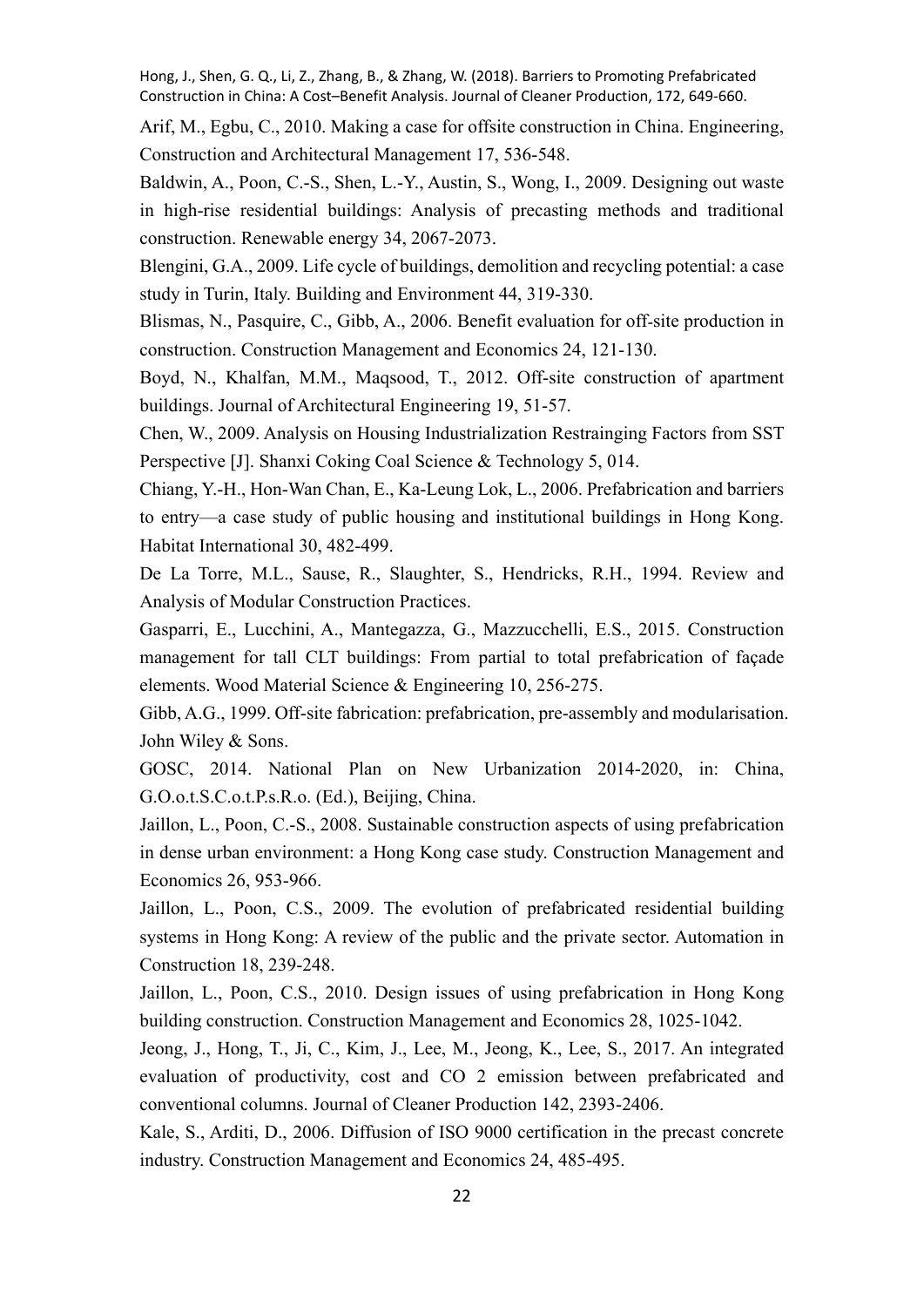Arif, M., Egbu, C., 2010. Making a case for offsite construction in China. Engineering, Construction and Architectural Management 17, 536-548.

Baldwin, A., Poon, C.-S., Shen, L.-Y., Austin, S., Wong, I., 2009. Designing out waste in high-rise residential buildings: Analysis of precasting methods and traditional construction. Renewable energy 34, 2067-2073.

Blengini, G.A., 2009. Life cycle of buildings, demolition and recycling potential: a case study in Turin, Italy. Building and Environment 44, 319-330.

Blismas, N., Pasquire, C., Gibb, A., 2006. Benefit evaluation for off-site production in construction. Construction Management and Economics 24, 121-130.

Boyd, N., Khalfan, M.M., Maqsood, T., 2012. Off-site construction of apartment buildings. Journal of Architectural Engineering 19, 51-57.

Chen, W., 2009. Analysis on Housing Industrialization Restrainging Factors from SST Perspective [J]. Shanxi Coking Coal Science & Technology 5, 014.

Chiang, Y.-H., Hon-Wan Chan, E., Ka-Leung Lok, L., 2006. Prefabrication and barriers to entry—a case study of public housing and institutional buildings in Hong Kong. Habitat International 30, 482-499.

De La Torre, M.L., Sause, R., Slaughter, S., Hendricks, R.H., 1994. Review and Analysis of Modular Construction Practices.

Gasparri, E., Lucchini, A., Mantegazza, G., Mazzucchelli, E.S., 2015. Construction management for tall CLT buildings: From partial to total prefabrication of façade elements. Wood Material Science & Engineering 10, 256-275.

Gibb, A.G., 1999. Off-site fabrication: prefabrication, pre-assembly and modularisation. John Wiley & Sons.

GOSC, 2014. National Plan on New Urbanization 2014-2020, in: China, G.O.o.t.S.C.o.t.P.s.R.o. (Ed.), Beijing, China.

Jaillon, L., Poon, C.-S., 2008. Sustainable construction aspects of using prefabrication in dense urban environment: a Hong Kong case study. Construction Management and Economics 26, 953-966.

Jaillon, L., Poon, C.S., 2009. The evolution of prefabricated residential building systems in Hong Kong: A review of the public and the private sector. Automation in Construction 18, 239-248.

Jaillon, L., Poon, C.S., 2010. Design issues of using prefabrication in Hong Kong building construction. Construction Management and Economics 28, 1025-1042.

Jeong, J., Hong, T., Ji, C., Kim, J., Lee, M., Jeong, K., Lee, S., 2017. An integrated evaluation of productivity, cost and CO 2 emission between prefabricated and conventional columns. Journal of Cleaner Production 142, 2393-2406.

Kale, S., Arditi, D., 2006. Diffusion of ISO 9000 certification in the precast concrete industry. Construction Management and Economics 24, 485-495.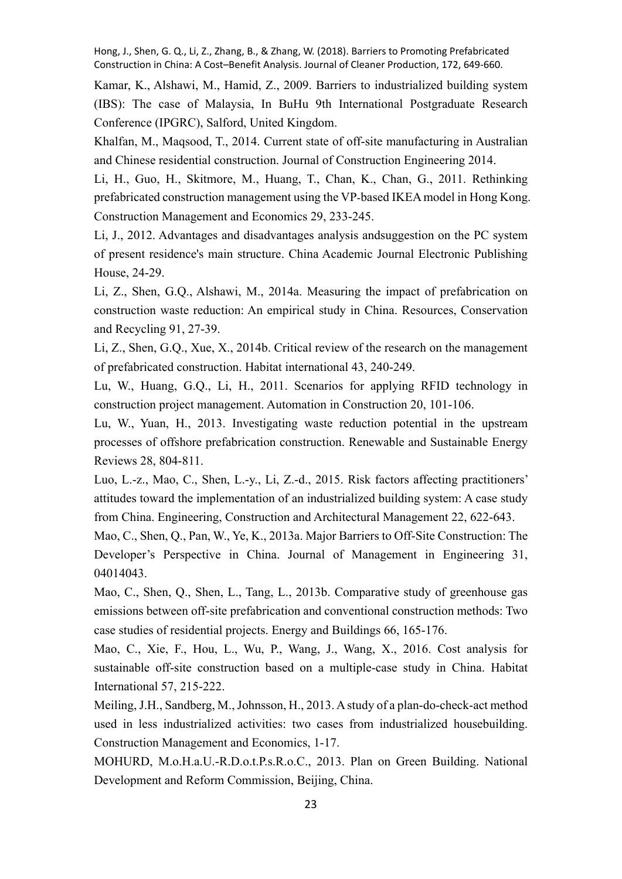Kamar, K., Alshawi, M., Hamid, Z., 2009. Barriers to industrialized building system (IBS): The case of Malaysia, In BuHu 9th International Postgraduate Research Conference (IPGRC), Salford, United Kingdom.

Khalfan, M., Maqsood, T., 2014. Current state of off-site manufacturing in Australian and Chinese residential construction. Journal of Construction Engineering 2014.

Li, H., Guo, H., Skitmore, M., Huang, T., Chan, K., Chan, G., 2011. Rethinking prefabricated construction management using the VP-based IKEA model in Hong Kong. Construction Management and Economics 29, 233-245.

Li, J., 2012. Advantages and disadvantages analysis andsuggestion on the PC system of present residence's main structure. China Academic Journal Electronic Publishing House, 24-29.

Li, Z., Shen, G.Q., Alshawi, M., 2014a. Measuring the impact of prefabrication on construction waste reduction: An empirical study in China. Resources, Conservation and Recycling 91, 27-39.

Li, Z., Shen, G.Q., Xue, X., 2014b. Critical review of the research on the management of prefabricated construction. Habitat international 43, 240-249.

Lu, W., Huang, G.Q., Li, H., 2011. Scenarios for applying RFID technology in construction project management. Automation in Construction 20, 101-106.

Lu, W., Yuan, H., 2013. Investigating waste reduction potential in the upstream processes of offshore prefabrication construction. Renewable and Sustainable Energy Reviews 28, 804-811.

Luo, L.-z., Mao, C., Shen, L.-y., Li, Z.-d., 2015. Risk factors affecting practitioners' attitudes toward the implementation of an industrialized building system: A case study from China. Engineering, Construction and Architectural Management 22, 622-643.

Mao, C., Shen, Q., Pan, W., Ye, K., 2013a. Major Barriers to Off-Site Construction: The Developer's Perspective in China. Journal of Management in Engineering 31, 04014043.

Mao, C., Shen, Q., Shen, L., Tang, L., 2013b. Comparative study of greenhouse gas emissions between off-site prefabrication and conventional construction methods: Two case studies of residential projects. Energy and Buildings 66, 165-176.

Mao, C., Xie, F., Hou, L., Wu, P., Wang, J., Wang, X., 2016. Cost analysis for sustainable off-site construction based on a multiple-case study in China. Habitat International 57, 215-222.

Meiling, J.H., Sandberg, M., Johnsson, H., 2013. A study of a plan-do-check-act method used in less industrialized activities: two cases from industrialized housebuilding. Construction Management and Economics, 1-17.

MOHURD, M.o.H.a.U.-R.D.o.t.P.s.R.o.C., 2013. Plan on Green Building. National Development and Reform Commission, Beijing, China.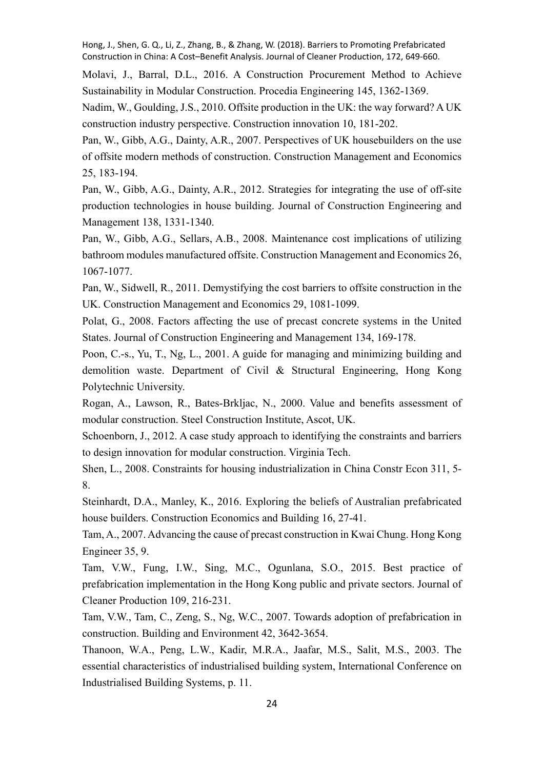Molavi, J., Barral, D.L., 2016. A Construction Procurement Method to Achieve Sustainability in Modular Construction. Procedia Engineering 145, 1362-1369.

Nadim, W., Goulding, J.S., 2010. Offsite production in the UK: the way forward? A UK construction industry perspective. Construction innovation 10, 181-202.

Pan, W., Gibb, A.G., Dainty, A.R., 2007. Perspectives of UK housebuilders on the use of offsite modern methods of construction. Construction Management and Economics 25, 183-194.

Pan, W., Gibb, A.G., Dainty, A.R., 2012. Strategies for integrating the use of off-site production technologies in house building. Journal of Construction Engineering and Management 138, 1331-1340.

Pan, W., Gibb, A.G., Sellars, A.B., 2008. Maintenance cost implications of utilizing bathroom modules manufactured offsite. Construction Management and Economics 26, 1067-1077.

Pan, W., Sidwell, R., 2011. Demystifying the cost barriers to offsite construction in the UK. Construction Management and Economics 29, 1081-1099.

Polat, G., 2008. Factors affecting the use of precast concrete systems in the United States. Journal of Construction Engineering and Management 134, 169-178.

Poon, C.-s., Yu, T., Ng, L., 2001. A guide for managing and minimizing building and demolition waste. Department of Civil & Structural Engineering, Hong Kong Polytechnic University.

Rogan, A., Lawson, R., Bates-Brkljac, N., 2000. Value and benefits assessment of modular construction. Steel Construction Institute, Ascot, UK.

Schoenborn, J., 2012. A case study approach to identifying the constraints and barriers to design innovation for modular construction. Virginia Tech.

Shen, L., 2008. Constraints for housing industrialization in China Constr Econ 311, 5-8.

Steinhardt, D.A., Manley, K., 2016. Exploring the beliefs of Australian prefabricated house builders. Construction Economics and Building 16, 27-41.

Tam, A., 2007. Advancing the cause of precast construction in Kwai Chung. Hong Kong Engineer 35, 9.

Tam, V.W., Fung, I.W., Sing, M.C., Ogunlana, S.O., 2015. Best practice of prefabrication implementation in the Hong Kong public and private sectors. Journal of Cleaner Production 109, 216-231.

Tam, V.W., Tam, C., Zeng, S., Ng, W.C., 2007. Towards adoption of prefabrication in construction. Building and Environment 42, 3642-3654.

Thanoon, W.A., Peng, L.W., Kadir, M.R.A., Jaafar, M.S., Salit, M.S., 2003. The essential characteristics of industrialised building system, International Conference on Industrialised Building Systems, p. 11.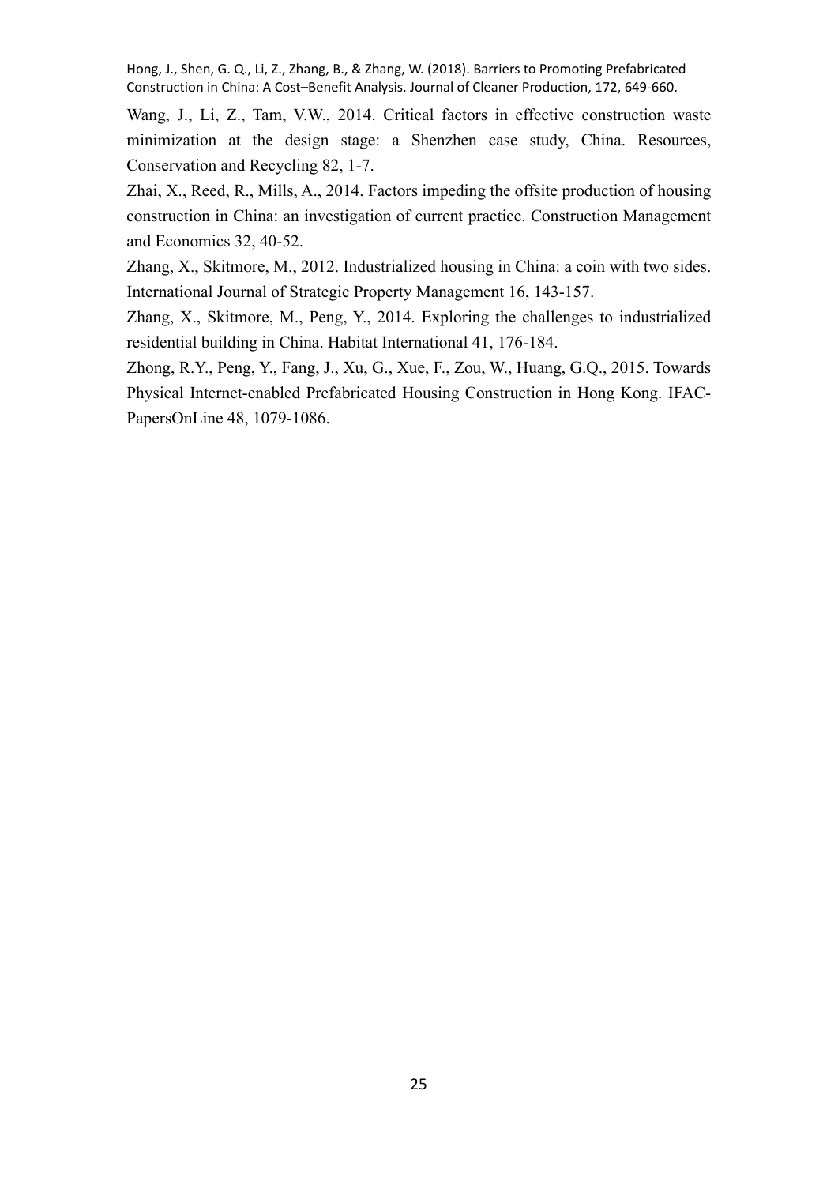Wang, J., Li, Z., Tam, V.W., 2014. Critical factors in effective construction waste minimization at the design stage: a Shenzhen case study, China. Resources, Conservation and Recycling 82, 1-7.

Zhai, X., Reed, R., Mills, A., 2014. Factors impeding the offsite production of housing construction in China: an investigation of current practice. Construction Management and Economics 32, 40-52.

Zhang, X., Skitmore, M., 2012. Industrialized housing in China: a coin with two sides. International Journal of Strategic Property Management 16, 143-157.

Zhang, X., Skitmore, M., Peng, Y., 2014. Exploring the challenges to industrialized residential building in China. Habitat International 41, 176-184.

Zhong, R.Y., Peng, Y., Fang, J., Xu, G., Xue, F., Zou, W., Huang, G.Q., 2015. Towards Physical Internet-enabled Prefabricated Housing Construction in Hong Kong. IFAC-PapersOnLine 48, 1079-1086.